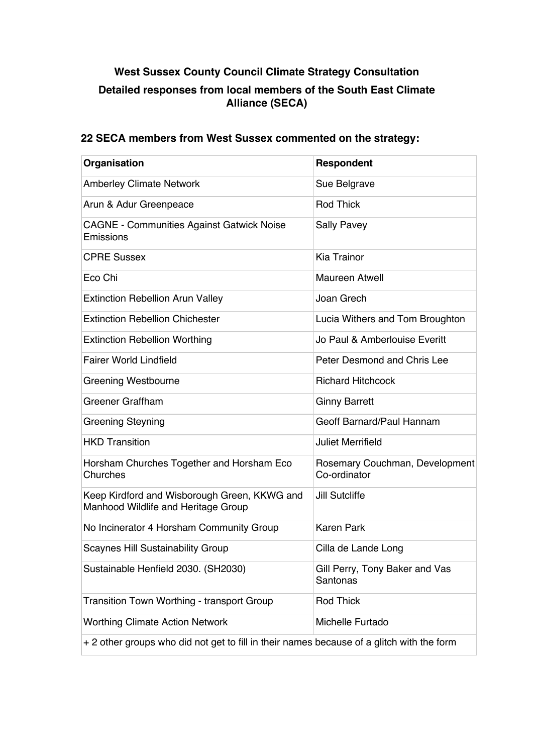# West Sussex County Council Climate Strategy Consultation

## Detailed responses from local members of the South East Climate Alliance (SECA)

### 22 SECA members from West Sussex commented on the strategy:

| Organisation | Respondent |
|---|---|
| Amberley Climate Network | Sue Belgrave |
| Arun & Adur Greenpeace | Rod Thick |
| CAGNE - Communities Against Gatwick Noise Emissions | Sally Pavey |
| CPRE Sussex | Kia Trainor |
| Eco Chi | Maureen Atwell |
| Extinction Rebellion Arun Valley | Joan Grech |
| Extinction Rebellion Chichester | Lucia Withers and Tom Broughton |
| Extinction Rebellion Worthing | Jo Paul & Amberlouise Everitt |
| Fairer World Lindfield | Peter Desmond and Chris Lee |
| Greening Westbourne | Richard Hitchcock |
| Greener Graffham | Ginny Barrett |
| Greening Steyning | Geoff Barnard/Paul Hannam |
| HKD Transition | Juliet Merrifield |
| Horsham Churches Together and Horsham Eco Churches | Rosemary Couchman, Development Co-ordinator |
| Keep Kirdford and Wisborough Green, KKWG and Manhood Wildlife and Heritage Group | Jill Sutcliffe |
| No Incinerator 4 Horsham Community Group | Karen Park |
| Scaynes Hill Sustainability Group | Cilla de Lande Long |
| Sustainable Henfield 2030. (SH2030) | Gill Perry, Tony Baker and Vas Santonas |
| Transition Town Worthing - transport Group | Rod Thick |
| Worthing Climate Action Network | Michelle Furtado |
| + 2 other groups who did not get to fill in their names because of a glitch with the form | |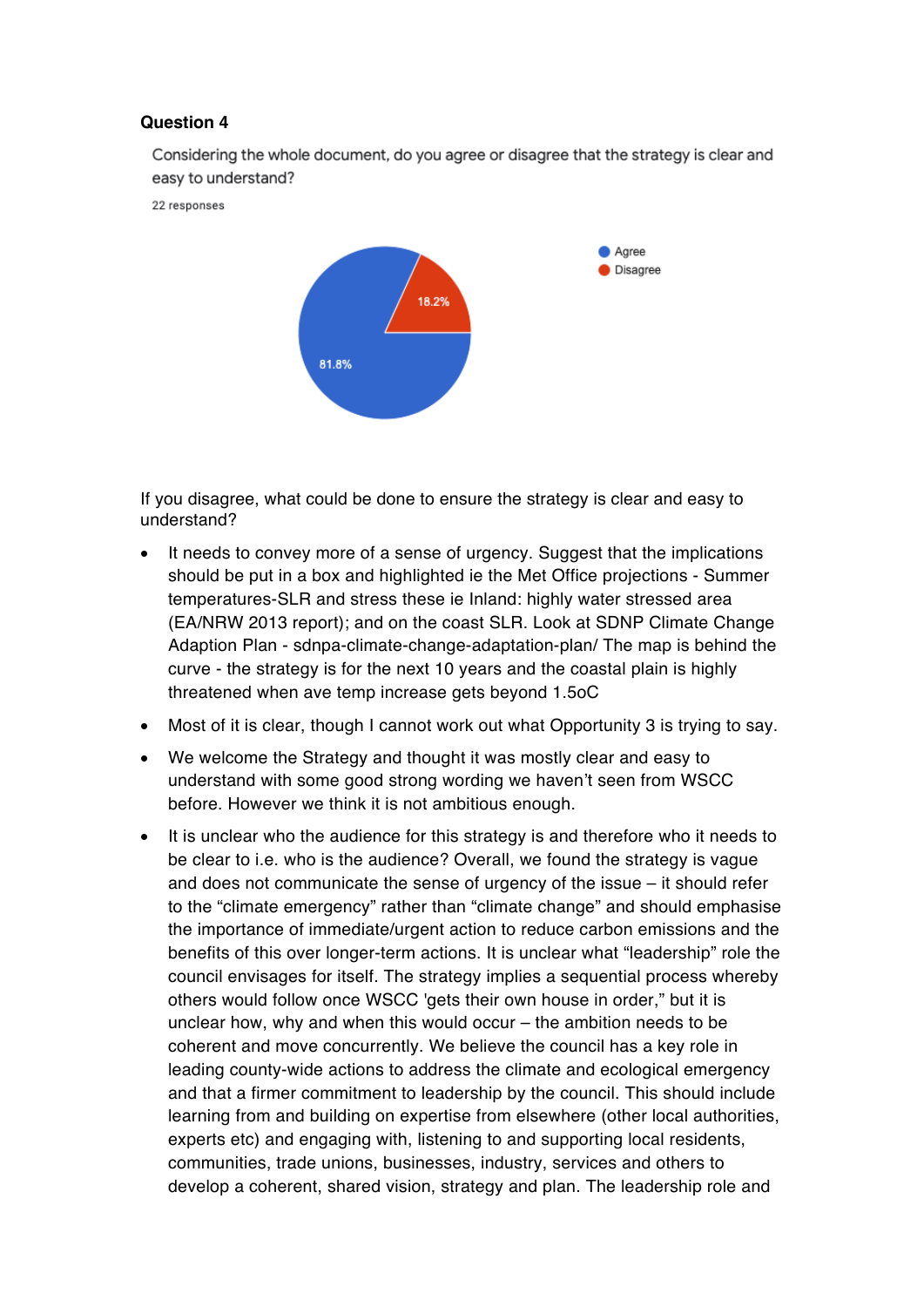**Question 4**

Considering the whole document, do you agree or disagree that the strategy is clear and easy to understand?

22 responses

- Agree: 81.8%
- Disagree: 18.2%

If you disagree, what could be done to ensure the strategy is clear and easy to understand?

- It needs to convey more of a sense of urgency. Suggest that the implications should be put in a box and highlighted ie the Met Office projections - Summer temperatures-SLR and stress these ie Inland: highly water stressed area (EA/NRW 2013 report); and on the coast SLR. Look at SDNP Climate Change Adaption Plan - sdnpa-climate-change-adaptation-plan/ The map is behind the curve - the strategy is for the next 10 years and the coastal plain is highly threatened when ave temp increase gets beyond 1.5oC
- Most of it is clear, though I cannot work out what Opportunity 3 is trying to say.
- We welcome the Strategy and thought it was mostly clear and easy to understand with some good strong wording we haven't seen from WSCC before. However we think it is not ambitious enough.
- It is unclear who the audience for this strategy is and therefore who it needs to be clear to i.e. who is the audience? Overall, we found the strategy is vague and does not communicate the sense of urgency of the issue – it should refer to the "climate emergency" rather than "climate change" and should emphasise the importance of immediate/urgent action to reduce carbon emissions and the benefits of this over longer-term actions. It is unclear what "leadership" role the council envisages for itself. The strategy implies a sequential process whereby others would follow once WSCC 'gets their own house in order," but it is unclear how, why and when this would occur – the ambition needs to be coherent and move concurrently. We believe the council has a key role in leading county-wide actions to address the climate and ecological emergency and that a firmer commitment to leadership by the council. This should include learning from and building on expertise from elsewhere (other local authorities, experts etc) and engaging with, listening to and supporting local residents, communities, trade unions, businesses, industry, services and others to develop a coherent, shared vision, strategy and plan. The leadership role and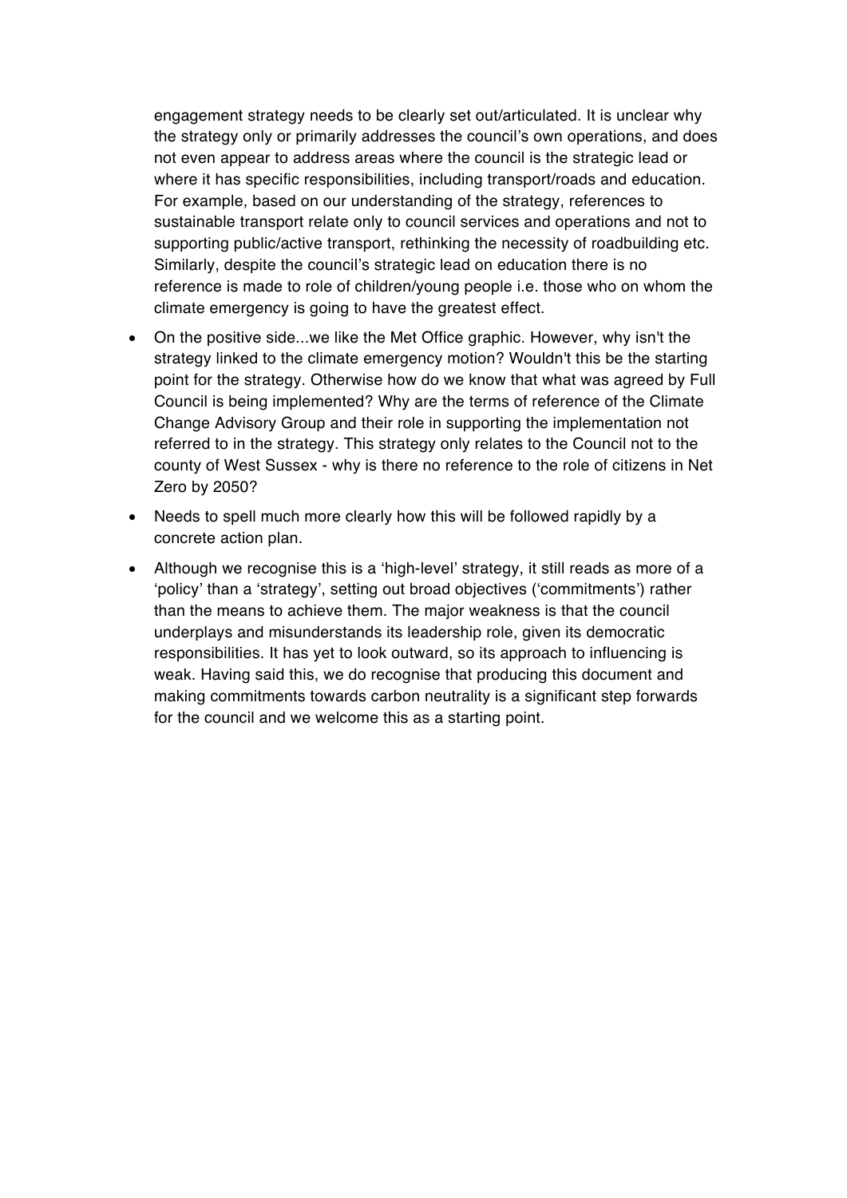engagement strategy needs to be clearly set out/articulated. It is unclear why the strategy only or primarily addresses the council's own operations, and does not even appear to address areas where the council is the strategic lead or where it has specific responsibilities, including transport/roads and education. For example, based on our understanding of the strategy, references to sustainable transport relate only to council services and operations and not to supporting public/active transport, rethinking the necessity of roadbuilding etc. Similarly, despite the council's strategic lead on education there is no reference is made to role of children/young people i.e. those who on whom the climate emergency is going to have the greatest effect.

- On the positive side...we like the Met Office graphic. However, why isn't the strategy linked to the climate emergency motion? Wouldn't this be the starting point for the strategy. Otherwise how do we know that what was agreed by Full Council is being implemented? Why are the terms of reference of the Climate Change Advisory Group and their role in supporting the implementation not referred to in the strategy. This strategy only relates to the Council not to the county of West Sussex - why is there no reference to the role of citizens in Net Zero by 2050?
- Needs to spell much more clearly how this will be followed rapidly by a concrete action plan.
- Although we recognise this is a 'high-level' strategy, it still reads as more of a 'policy' than a 'strategy', setting out broad objectives ('commitments') rather than the means to achieve them. The major weakness is that the council underplays and misunderstands its leadership role, given its democratic responsibilities. It has yet to look outward, so its approach to influencing is weak. Having said this, we do recognise that producing this document and making commitments towards carbon neutrality is a significant step forwards for the council and we welcome this as a starting point.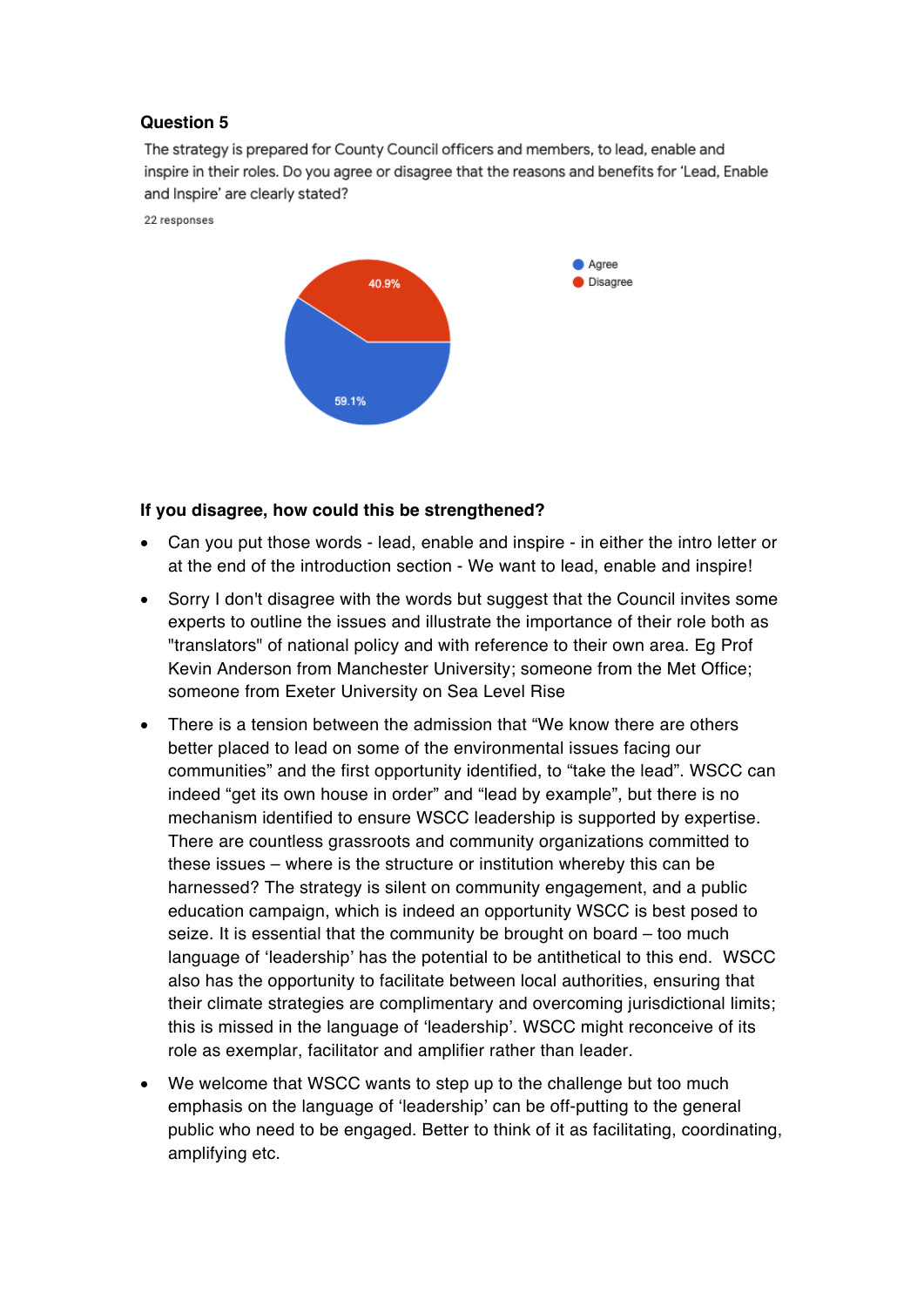## Question 5

The strategy is prepared for County Council officers and members, to lead, enable and inspire in their roles. Do you agree or disagree that the reasons and benefits for 'Lead, Enable and Inspire' are clearly stated?

22 responses

- Agree: 59.1%
- Disagree: 40.9%

### If you disagree, how could this be strengthened?

- Can you put those words - lead, enable and inspire - in either the intro letter or at the end of the introduction section - We want to lead, enable and inspire!
- Sorry I don't disagree with the words but suggest that the Council invites some experts to outline the issues and illustrate the importance of their role both as "translators" of national policy and with reference to their own area. Eg Prof Kevin Anderson from Manchester University; someone from the Met Office; someone from Exeter University on Sea Level Rise
- There is a tension between the admission that "We know there are others better placed to lead on some of the environmental issues facing our communities" and the first opportunity identified, to "take the lead". WSCC can indeed "get its own house in order" and "lead by example", but there is no mechanism identified to ensure WSCC leadership is supported by expertise. There are countless grassroots and community organizations committed to these issues – where is the structure or institution whereby this can be harnessed? The strategy is silent on community engagement, and a public education campaign, which is indeed an opportunity WSCC is best posed to seize. It is essential that the community be brought on board – too much language of 'leadership' has the potential to be antithetical to this end. WSCC also has the opportunity to facilitate between local authorities, ensuring that their climate strategies are complimentary and overcoming jurisdictional limits; this is missed in the language of 'leadership'. WSCC might reconceive of its role as exemplar, facilitator and amplifier rather than leader.
- We welcome that WSCC wants to step up to the challenge but too much emphasis on the language of 'leadership' can be off-putting to the general public who need to be engaged. Better to think of it as facilitating, coordinating, amplifying etc.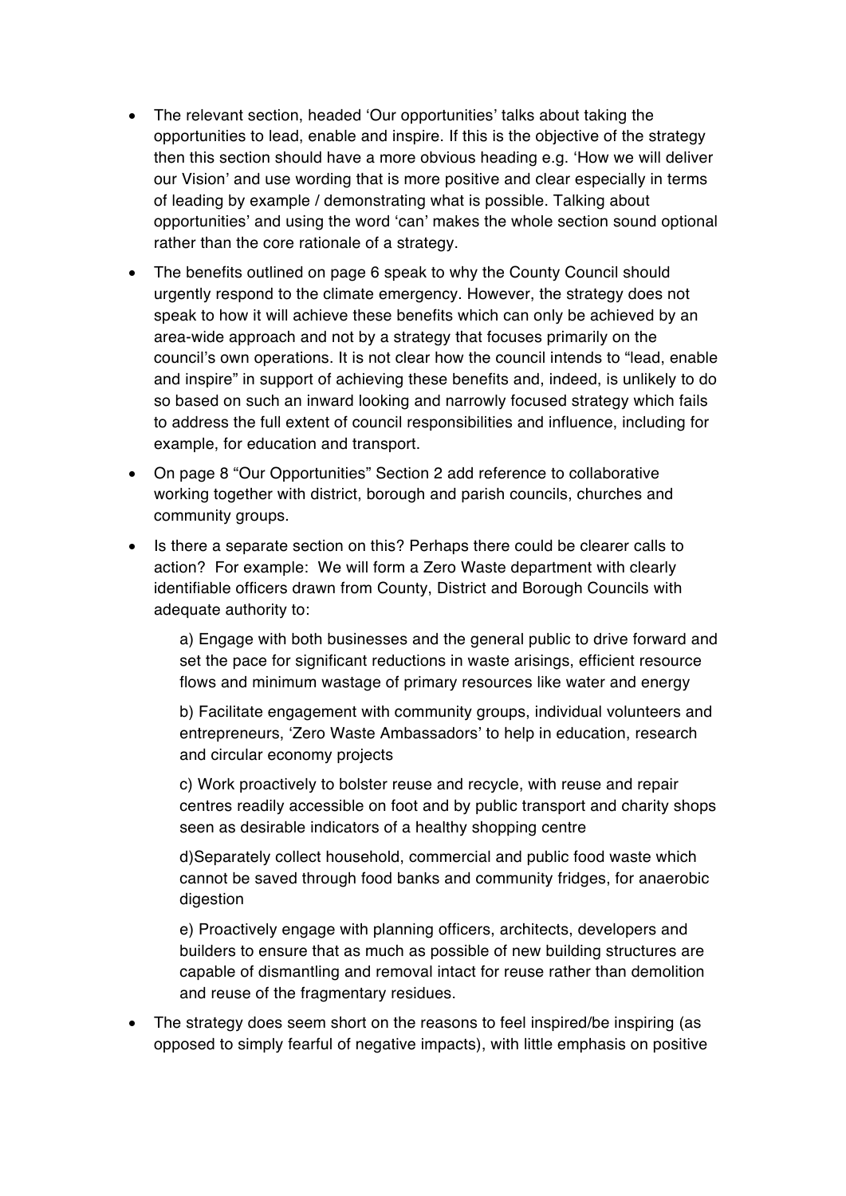- The relevant section, headed 'Our opportunities' talks about taking the opportunities to lead, enable and inspire. If this is the objective of the strategy then this section should have a more obvious heading e.g. 'How we will deliver our Vision' and use wording that is more positive and clear especially in terms of leading by example / demonstrating what is possible. Talking about opportunities' and using the word 'can' makes the whole section sound optional rather than the core rationale of a strategy.
- The benefits outlined on page 6 speak to why the County Council should urgently respond to the climate emergency. However, the strategy does not speak to how it will achieve these benefits which can only be achieved by an area-wide approach and not by a strategy that focuses primarily on the council's own operations. It is not clear how the council intends to "lead, enable and inspire" in support of achieving these benefits and, indeed, is unlikely to do so based on such an inward looking and narrowly focused strategy which fails to address the full extent of council responsibilities and influence, including for example, for education and transport.
- On page 8 "Our Opportunities" Section 2 add reference to collaborative working together with district, borough and parish councils, churches and community groups.
- Is there a separate section on this? Perhaps there could be clearer calls to action? For example: We will form a Zero Waste department with clearly identifiable officers drawn from County, District and Borough Councils with adequate authority to:

  a) Engage with both businesses and the general public to drive forward and set the pace for significant reductions in waste arisings, efficient resource flows and minimum wastage of primary resources like water and energy

  b) Facilitate engagement with community groups, individual volunteers and entrepreneurs, 'Zero Waste Ambassadors' to help in education, research and circular economy projects

  c) Work proactively to bolster reuse and recycle, with reuse and repair centres readily accessible on foot and by public transport and charity shops seen as desirable indicators of a healthy shopping centre

  d)Separately collect household, commercial and public food waste which cannot be saved through food banks and community fridges, for anaerobic digestion

  e) Proactively engage with planning officers, architects, developers and builders to ensure that as much as possible of new building structures are capable of dismantling and removal intact for reuse rather than demolition and reuse of the fragmentary residues.
- The strategy does seem short on the reasons to feel inspired/be inspiring (as opposed to simply fearful of negative impacts), with little emphasis on positive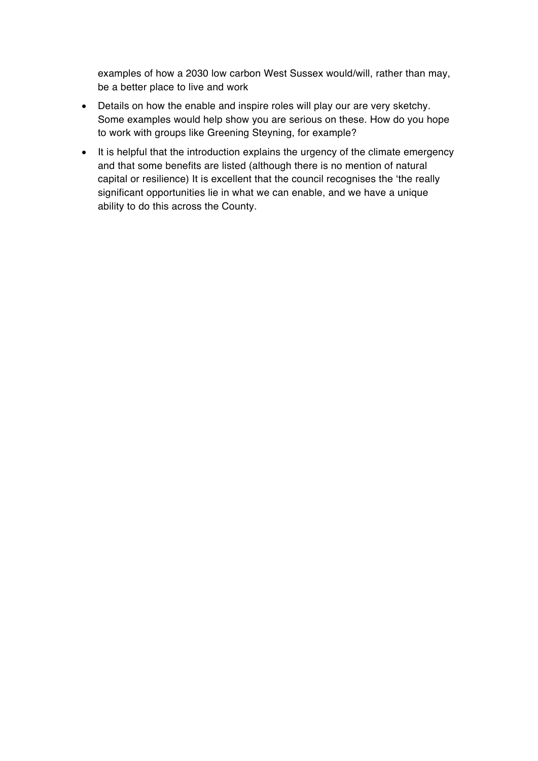examples of how a 2030 low carbon West Sussex would/will, rather than may, be a better place to live and work

- Details on how the enable and inspire roles will play our are very sketchy. Some examples would help show you are serious on these. How do you hope to work with groups like Greening Steyning, for example?
- It is helpful that the introduction explains the urgency of the climate emergency and that some benefits are listed (although there is no mention of natural capital or resilience) It is excellent that the council recognises the 'the really significant opportunities lie in what we can enable, and we have a unique ability to do this across the County.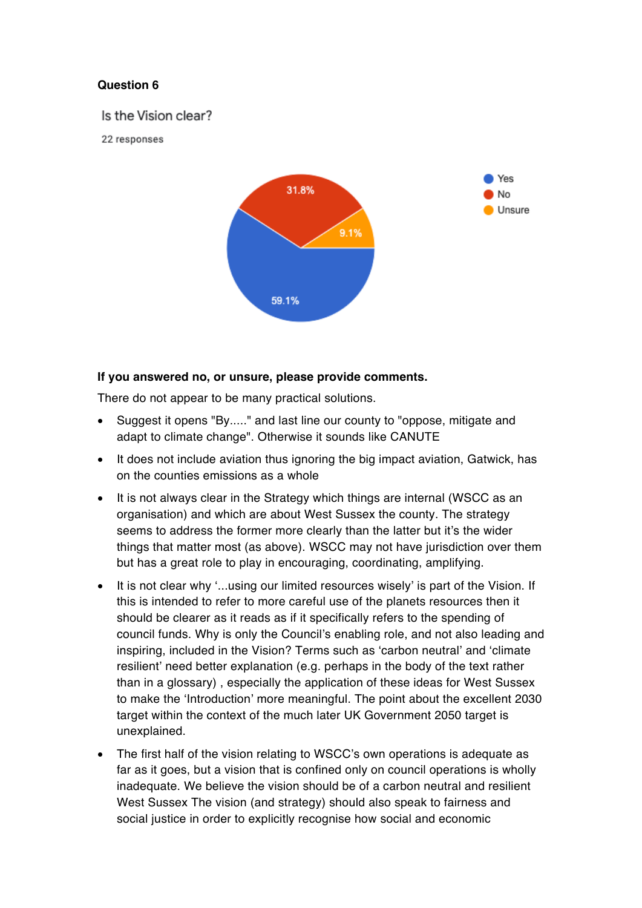**Question 6**

Is the Vision clear?

22 responses

- Yes: 59.1%
- No: 31.8%
- Unsure: 9.1%

**If you answered no, or unsure, please provide comments.**

There do not appear to be many practical solutions.

- Suggest it opens "By....." and last line our county to "oppose, mitigate and adapt to climate change". Otherwise it sounds like CANUTE
- It does not include aviation thus ignoring the big impact aviation, Gatwick, has on the counties emissions as a whole
- It is not always clear in the Strategy which things are internal (WSCC as an organisation) and which are about West Sussex the county. The strategy seems to address the former more clearly than the latter but it's the wider things that matter most (as above). WSCC may not have jurisdiction over them but has a great role to play in encouraging, coordinating, amplifying.
- It is not clear why '...using our limited resources wisely' is part of the Vision. If this is intended to refer to more careful use of the planets resources then it should be clearer as it reads as if it specifically refers to the spending of council funds. Why is only the Council's enabling role, and not also leading and inspiring, included in the Vision? Terms such as 'carbon neutral' and 'climate resilient' need better explanation (e.g. perhaps in the body of the text rather than in a glossary) , especially the application of these ideas for West Sussex to make the 'Introduction' more meaningful. The point about the excellent 2030 target within the context of the much later UK Government 2050 target is unexplained.
- The first half of the vision relating to WSCC's own operations is adequate as far as it goes, but a vision that is confined only on council operations is wholly inadequate. We believe the vision should be of a carbon neutral and resilient West Sussex The vision (and strategy) should also speak to fairness and social justice in order to explicitly recognise how social and economic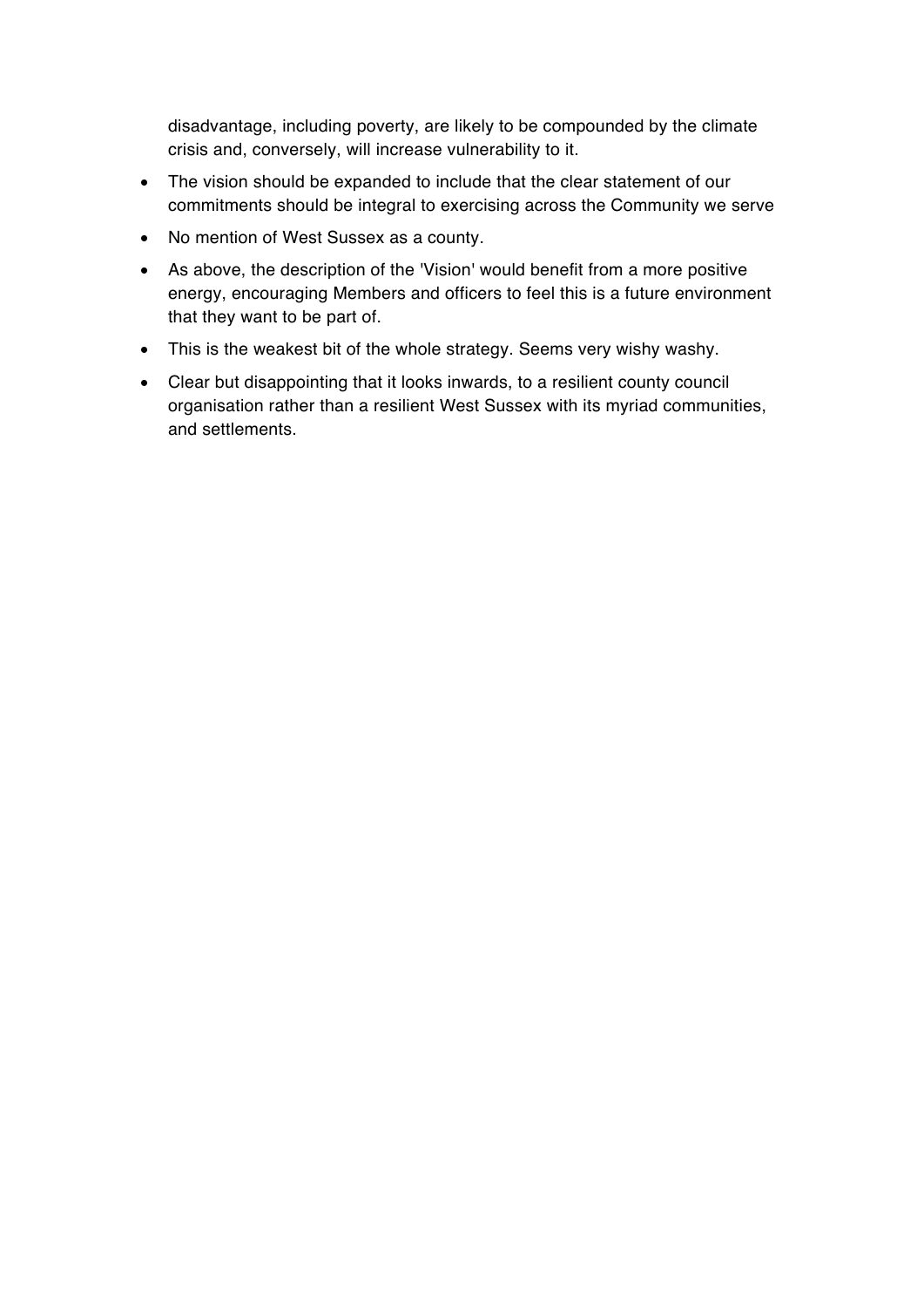disadvantage, including poverty, are likely to be compounded by the climate crisis and, conversely, will increase vulnerability to it.

- The vision should be expanded to include that the clear statement of our commitments should be integral to exercising across the Community we serve
- No mention of West Sussex as a county.
- As above, the description of the 'Vision' would benefit from a more positive energy, encouraging Members and officers to feel this is a future environment that they want to be part of.
- This is the weakest bit of the whole strategy. Seems very wishy washy.
- Clear but disappointing that it looks inwards, to a resilient county council organisation rather than a resilient West Sussex with its myriad communities, and settlements.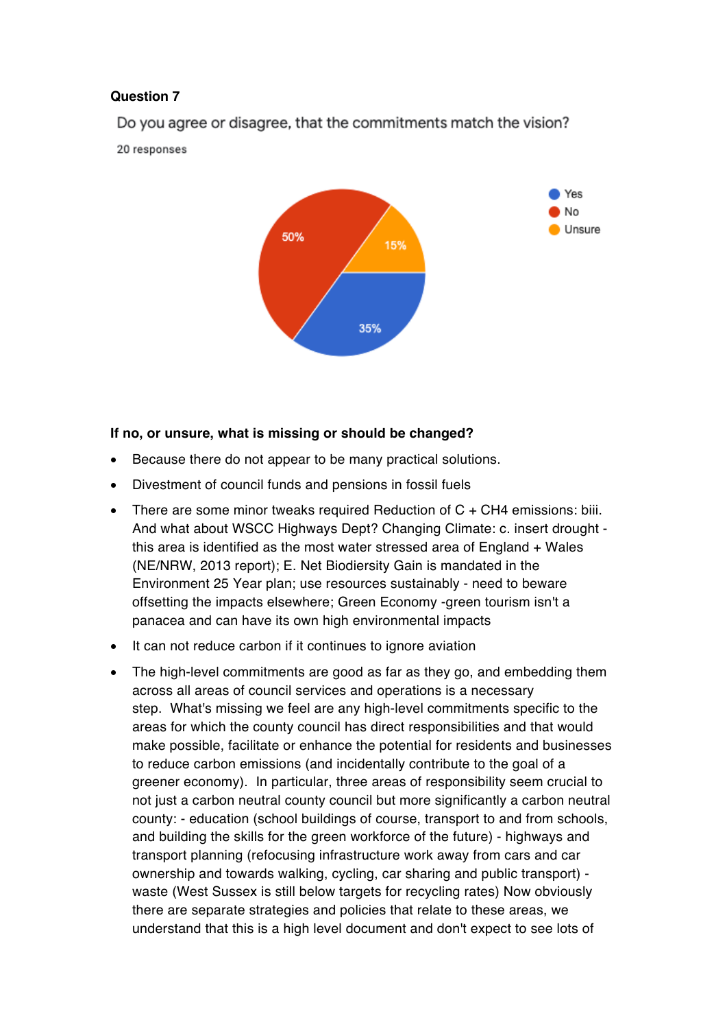**Question 7**

Do you agree or disagree, that the commitments match the vision?

20 responses

| Response | Percentage |
|---|---|
| Yes | 35% |
| No | 50% |
| Unsure | 15% |

**If no, or unsure, what is missing or should be changed?**

- Because there do not appear to be many practical solutions.
- Divestment of council funds and pensions in fossil fuels
- There are some minor tweaks required Reduction of C + CH4 emissions: biii. And what about WSCC Highways Dept? Changing Climate: c. insert drought - this area is identified as the most water stressed area of England + Wales (NE/NRW, 2013 report); E. Net Biodiersity Gain is mandated in the Environment 25 Year plan; use resources sustainably - need to beware offsetting the impacts elsewhere; Green Economy -green tourism isn't a panacea and can have its own high environmental impacts
- It can not reduce carbon if it continues to ignore aviation
- The high-level commitments are good as far as they go, and embedding them across all areas of council services and operations is a necessary step. What's missing we feel are any high-level commitments specific to the areas for which the county council has direct responsibilities and that would make possible, facilitate or enhance the potential for residents and businesses to reduce carbon emissions (and incidentally contribute to the goal of a greener economy). In particular, three areas of responsibility seem crucial to not just a carbon neutral county council but more significantly a carbon neutral county: - education (school buildings of course, transport to and from schools, and building the skills for the green workforce of the future) - highways and transport planning (refocusing infrastructure work away from cars and car ownership and towards walking, cycling, car sharing and public transport) - waste (West Sussex is still below targets for recycling rates) Now obviously there are separate strategies and policies that relate to these areas, we understand that this is a high level document and don't expect to see lots of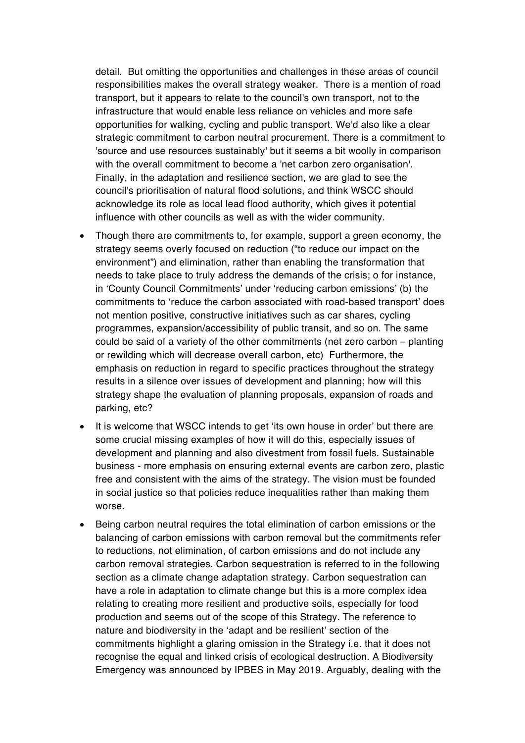detail. But omitting the opportunities and challenges in these areas of council responsibilities makes the overall strategy weaker. There is a mention of road transport, but it appears to relate to the council's own transport, not to the infrastructure that would enable less reliance on vehicles and more safe opportunities for walking, cycling and public transport. We'd also like a clear strategic commitment to carbon neutral procurement. There is a commitment to 'source and use resources sustainably' but it seems a bit woolly in comparison with the overall commitment to become a 'net carbon zero organisation'. Finally, in the adaptation and resilience section, we are glad to see the council's prioritisation of natural flood solutions, and think WSCC should acknowledge its role as local lead flood authority, which gives it potential influence with other councils as well as with the wider community.

- Though there are commitments to, for example, support a green economy, the strategy seems overly focused on reduction ("to reduce our impact on the environment") and elimination, rather than enabling the transformation that needs to take place to truly address the demands of the crisis; o for instance, in 'County Council Commitments' under 'reducing carbon emissions' (b) the commitments to 'reduce the carbon associated with road-based transport' does not mention positive, constructive initiatives such as car shares, cycling programmes, expansion/accessibility of public transit, and so on. The same could be said of a variety of the other commitments (net zero carbon – planting or rewilding which will decrease overall carbon, etc) Furthermore, the emphasis on reduction in regard to specific practices throughout the strategy results in a silence over issues of development and planning; how will this strategy shape the evaluation of planning proposals, expansion of roads and parking, etc?
- It is welcome that WSCC intends to get 'its own house in order' but there are some crucial missing examples of how it will do this, especially issues of development and planning and also divestment from fossil fuels. Sustainable business - more emphasis on ensuring external events are carbon zero, plastic free and consistent with the aims of the strategy. The vision must be founded in social justice so that policies reduce inequalities rather than making them worse.
- Being carbon neutral requires the total elimination of carbon emissions or the balancing of carbon emissions with carbon removal but the commitments refer to reductions, not elimination, of carbon emissions and do not include any carbon removal strategies. Carbon sequestration is referred to in the following section as a climate change adaptation strategy. Carbon sequestration can have a role in adaptation to climate change but this is a more complex idea relating to creating more resilient and productive soils, especially for food production and seems out of the scope of this Strategy. The reference to nature and biodiversity in the 'adapt and be resilient' section of the commitments highlight a glaring omission in the Strategy i.e. that it does not recognise the equal and linked crisis of ecological destruction. A Biodiversity Emergency was announced by IPBES in May 2019. Arguably, dealing with the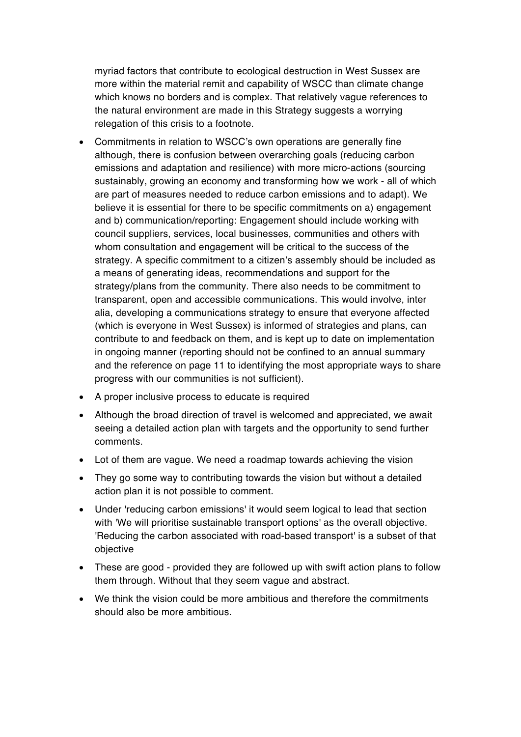myriad factors that contribute to ecological destruction in West Sussex are more within the material remit and capability of WSCC than climate change which knows no borders and is complex. That relatively vague references to the natural environment are made in this Strategy suggests a worrying relegation of this crisis to a footnote.

- Commitments in relation to WSCC's own operations are generally fine although, there is confusion between overarching goals (reducing carbon emissions and adaptation and resilience) with more micro-actions (sourcing sustainably, growing an economy and transforming how we work - all of which are part of measures needed to reduce carbon emissions and to adapt). We believe it is essential for there to be specific commitments on a) engagement and b) communication/reporting: Engagement should include working with council suppliers, services, local businesses, communities and others with whom consultation and engagement will be critical to the success of the strategy. A specific commitment to a citizen's assembly should be included as a means of generating ideas, recommendations and support for the strategy/plans from the community. There also needs to be commitment to transparent, open and accessible communications. This would involve, inter alia, developing a communications strategy to ensure that everyone affected (which is everyone in West Sussex) is informed of strategies and plans, can contribute to and feedback on them, and is kept up to date on implementation in ongoing manner (reporting should not be confined to an annual summary and the reference on page 11 to identifying the most appropriate ways to share progress with our communities is not sufficient).
- A proper inclusive process to educate is required
- Although the broad direction of travel is welcomed and appreciated, we await seeing a detailed action plan with targets and the opportunity to send further comments.
- Lot of them are vague. We need a roadmap towards achieving the vision
- They go some way to contributing towards the vision but without a detailed action plan it is not possible to comment.
- Under 'reducing carbon emissions' it would seem logical to lead that section with 'We will prioritise sustainable transport options' as the overall objective. 'Reducing the carbon associated with road-based transport' is a subset of that objective
- These are good - provided they are followed up with swift action plans to follow them through. Without that they seem vague and abstract.
- We think the vision could be more ambitious and therefore the commitments should also be more ambitious.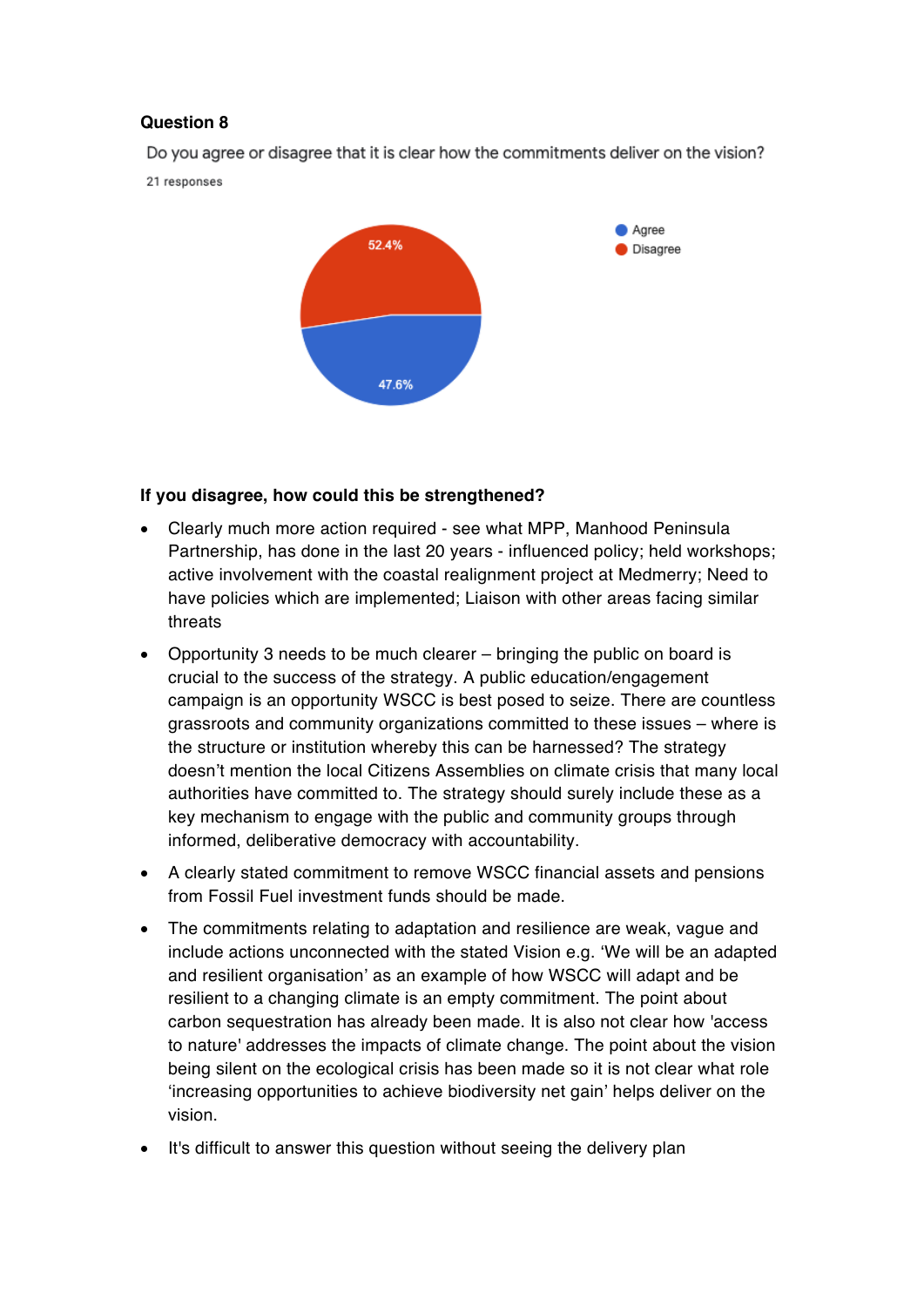**Question 8**

Do you agree or disagree that it is clear how the commitments deliver on the vision?

21 responses

- Agree: 47.6%
- Disagree: 52.4%

**If you disagree, how could this be strengthened?**

- Clearly much more action required - see what MPP, Manhood Peninsula Partnership, has done in the last 20 years - influenced policy; held workshops; active involvement with the coastal realignment project at Medmerry; Need to have policies which are implemented; Liaison with other areas facing similar threats
- Opportunity 3 needs to be much clearer – bringing the public on board is crucial to the success of the strategy. A public education/engagement campaign is an opportunity WSCC is best posed to seize. There are countless grassroots and community organizations committed to these issues – where is the structure or institution whereby this can be harnessed? The strategy doesn't mention the local Citizens Assemblies on climate crisis that many local authorities have committed to. The strategy should surely include these as a key mechanism to engage with the public and community groups through informed, deliberative democracy with accountability.
- A clearly stated commitment to remove WSCC financial assets and pensions from Fossil Fuel investment funds should be made.
- The commitments relating to adaptation and resilience are weak, vague and include actions unconnected with the stated Vision e.g. 'We will be an adapted and resilient organisation' as an example of how WSCC will adapt and be resilient to a changing climate is an empty commitment. The point about carbon sequestration has already been made. It is also not clear how 'access to nature' addresses the impacts of climate change. The point about the vision being silent on the ecological crisis has been made so it is not clear what role 'increasing opportunities to achieve biodiversity net gain' helps deliver on the vision.
- It's difficult to answer this question without seeing the delivery plan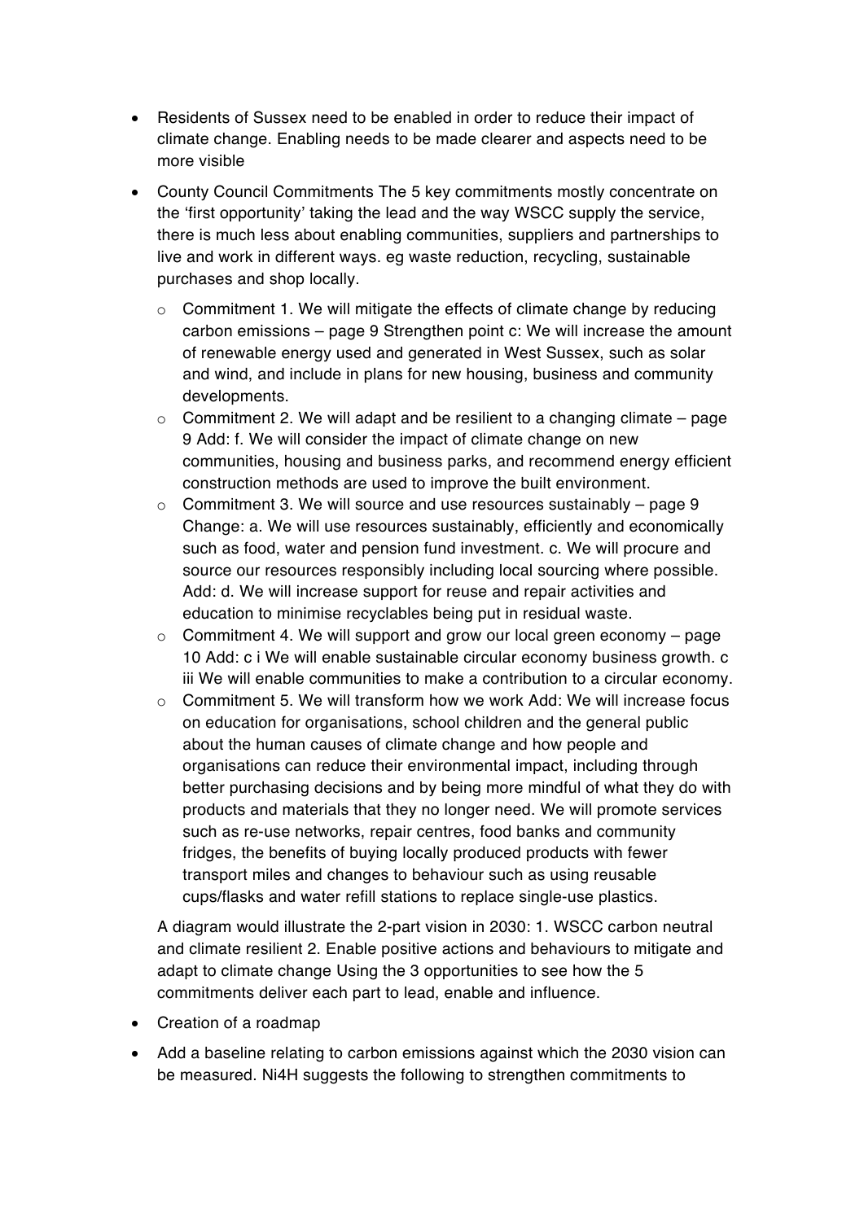- Residents of Sussex need to be enabled in order to reduce their impact of climate change. Enabling needs to be made clearer and aspects need to be more visible
- County Council Commitments The 5 key commitments mostly concentrate on the 'first opportunity' taking the lead and the way WSCC supply the service, there is much less about enabling communities, suppliers and partnerships to live and work in different ways. eg waste reduction, recycling, sustainable purchases and shop locally.
    - Commitment 1. We will mitigate the effects of climate change by reducing carbon emissions – page 9 Strengthen point c: We will increase the amount of renewable energy used and generated in West Sussex, such as solar and wind, and include in plans for new housing, business and community developments.
    - Commitment 2. We will adapt and be resilient to a changing climate – page 9 Add: f. We will consider the impact of climate change on new communities, housing and business parks, and recommend energy efficient construction methods are used to improve the built environment.
    - Commitment 3. We will source and use resources sustainably – page 9 Change: a. We will use resources sustainably, efficiently and economically such as food, water and pension fund investment. c. We will procure and source our resources responsibly including local sourcing where possible. Add: d. We will increase support for reuse and repair activities and education to minimise recyclables being put in residual waste.
    - Commitment 4. We will support and grow our local green economy – page 10 Add: c i We will enable sustainable circular economy business growth. c iii We will enable communities to make a contribution to a circular economy.
    - Commitment 5. We will transform how we work Add: We will increase focus on education for organisations, school children and the general public about the human causes of climate change and how people and organisations can reduce their environmental impact, including through better purchasing decisions and by being more mindful of what they do with products and materials that they no longer need. We will promote services such as re-use networks, repair centres, food banks and community fridges, the benefits of buying locally produced products with fewer transport miles and changes to behaviour such as using reusable cups/flasks and water refill stations to replace single-use plastics.

  A diagram would illustrate the 2-part vision in 2030: 1. WSCC carbon neutral and climate resilient 2. Enable positive actions and behaviours to mitigate and adapt to climate change Using the 3 opportunities to see how the 5 commitments deliver each part to lead, enable and influence.
- Creation of a roadmap
- Add a baseline relating to carbon emissions against which the 2030 vision can be measured. Ni4H suggests the following to strengthen commitments to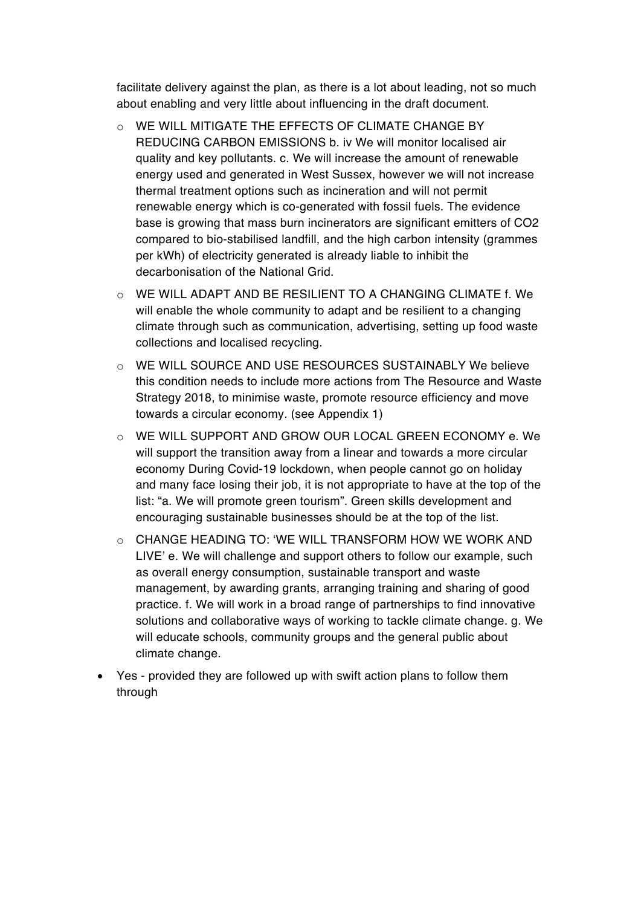facilitate delivery against the plan, as there is a lot about leading, not so much about enabling and very little about influencing in the draft document.

  - WE WILL MITIGATE THE EFFECTS OF CLIMATE CHANGE BY REDUCING CARBON EMISSIONS b. iv We will monitor localised air quality and key pollutants. c. We will increase the amount of renewable energy used and generated in West Sussex, however we will not increase thermal treatment options such as incineration and will not permit renewable energy which is co-generated with fossil fuels. The evidence base is growing that mass burn incinerators are significant emitters of $CO_2$ compared to bio-stabilised landfill, and the high carbon intensity (grammes per kWh) of electricity generated is already liable to inhibit the decarbonisation of the National Grid.
  - WE WILL ADAPT AND BE RESILIENT TO A CHANGING CLIMATE f. We will enable the whole community to adapt and be resilient to a changing climate through such as communication, advertising, setting up food waste collections and localised recycling.
  - WE WILL SOURCE AND USE RESOURCES SUSTAINABLY We believe this condition needs to include more actions from The Resource and Waste Strategy 2018, to minimise waste, promote resource efficiency and move towards a circular economy. (see Appendix 1)
  - WE WILL SUPPORT AND GROW OUR LOCAL GREEN ECONOMY e. We will support the transition away from a linear and towards a more circular economy During Covid-19 lockdown, when people cannot go on holiday and many face losing their job, it is not appropriate to have at the top of the list: "a. We will promote green tourism". Green skills development and encouraging sustainable businesses should be at the top of the list.
  - CHANGE HEADING TO: 'WE WILL TRANSFORM HOW WE WORK AND LIVE' e. We will challenge and support others to follow our example, such as overall energy consumption, sustainable transport and waste management, by awarding grants, arranging training and sharing of good practice. f. We will work in a broad range of partnerships to find innovative solutions and collaborative ways of working to tackle climate change. g. We will educate schools, community groups and the general public about climate change.

- Yes - provided they are followed up with swift action plans to follow them through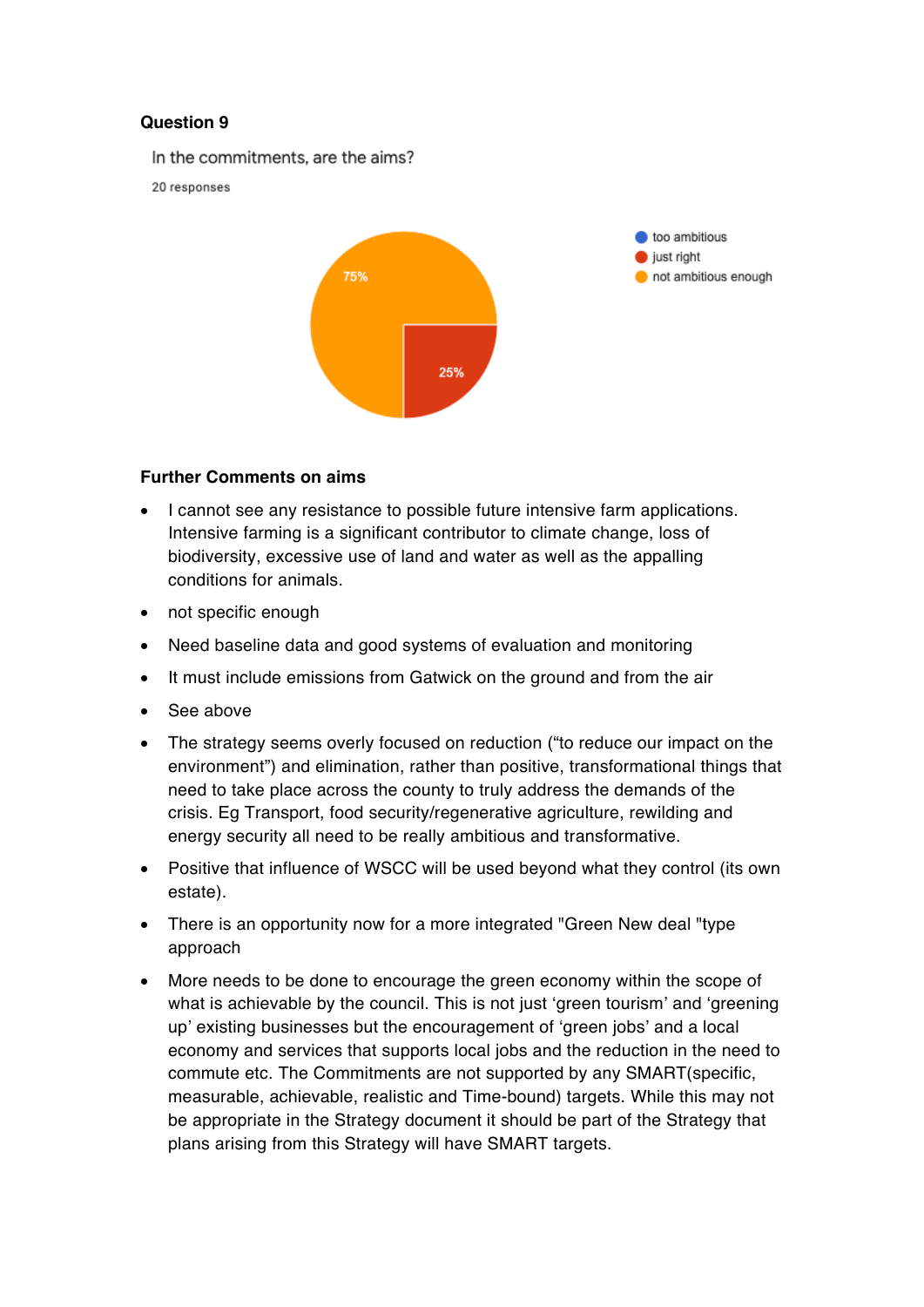**Question 9**

In the commitments, are the aims?

20 responses

- too ambitious
- just right
- not ambitious enough

75%

25%

**Further Comments on aims**

- I cannot see any resistance to possible future intensive farm applications. Intensive farming is a significant contributor to climate change, loss of biodiversity, excessive use of land and water as well as the appalling conditions for animals.
- not specific enough
- Need baseline data and good systems of evaluation and monitoring
- It must include emissions from Gatwick on the ground and from the air
- See above
- The strategy seems overly focused on reduction ("to reduce our impact on the environment") and elimination, rather than positive, transformational things that need to take place across the county to truly address the demands of the crisis. Eg Transport, food security/regenerative agriculture, rewilding and energy security all need to be really ambitious and transformative.
- Positive that influence of WSCC will be used beyond what they control (its own estate).
- There is an opportunity now for a more integrated "Green New deal "type approach
- More needs to be done to encourage the green economy within the scope of what is achievable by the council. This is not just 'green tourism' and 'greening up' existing businesses but the encouragement of 'green jobs' and a local economy and services that supports local jobs and the reduction in the need to commute etc. The Commitments are not supported by any SMART(specific, measurable, achievable, realistic and Time-bound) targets. While this may not be appropriate in the Strategy document it should be part of the Strategy that plans arising from this Strategy will have SMART targets.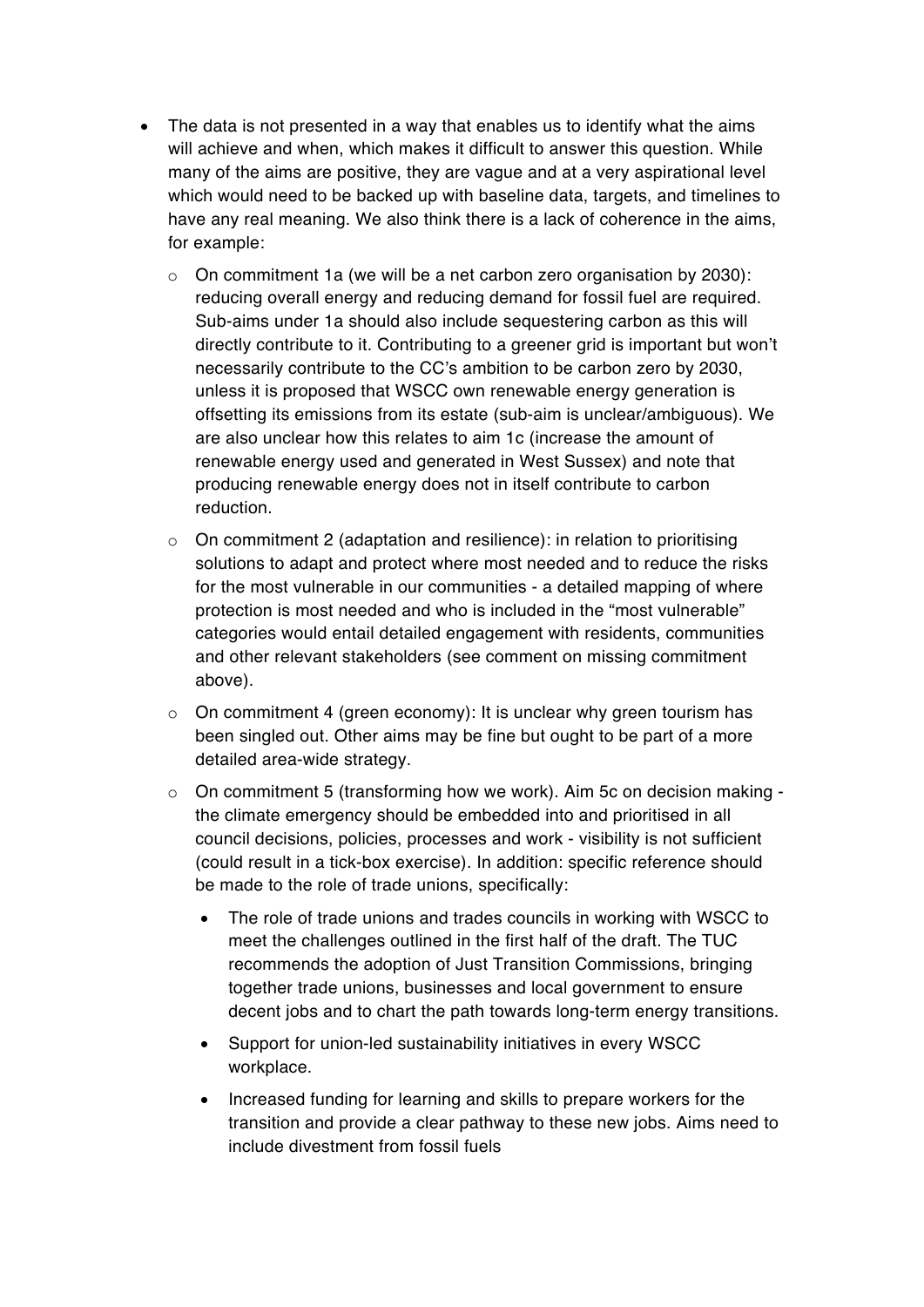- The data is not presented in a way that enables us to identify what the aims will achieve and when, which makes it difficult to answer this question. While many of the aims are positive, they are vague and at a very aspirational level which would need to be backed up with baseline data, targets, and timelines to have any real meaning. We also think there is a lack of coherence in the aims, for example:
  - On commitment 1a (we will be a net carbon zero organisation by 2030): reducing overall energy and reducing demand for fossil fuel are required. Sub-aims under 1a should also include sequestering carbon as this will directly contribute to it. Contributing to a greener grid is important but won't necessarily contribute to the CC's ambition to be carbon zero by 2030, unless it is proposed that WSCC own renewable energy generation is offsetting its emissions from its estate (sub-aim is unclear/ambiguous). We are also unclear how this relates to aim 1c (increase the amount of renewable energy used and generated in West Sussex) and note that producing renewable energy does not in itself contribute to carbon reduction.
  - On commitment 2 (adaptation and resilience): in relation to prioritising solutions to adapt and protect where most needed and to reduce the risks for the most vulnerable in our communities - a detailed mapping of where protection is most needed and who is included in the "most vulnerable" categories would entail detailed engagement with residents, communities and other relevant stakeholders (see comment on missing commitment above).
  - On commitment 4 (green economy): It is unclear why green tourism has been singled out. Other aims may be fine but ought to be part of a more detailed area-wide strategy.
  - On commitment 5 (transforming how we work). Aim 5c on decision making - the climate emergency should be embedded into and prioritised in all council decisions, policies, processes and work - visibility is not sufficient (could result in a tick-box exercise). In addition: specific reference should be made to the role of trade unions, specifically:
    - The role of trade unions and trades councils in working with WSCC to meet the challenges outlined in the first half of the draft. The TUC recommends the adoption of Just Transition Commissions, bringing together trade unions, businesses and local government to ensure decent jobs and to chart the path towards long-term energy transitions.
    - Support for union-led sustainability initiatives in every WSCC workplace.
    - Increased funding for learning and skills to prepare workers for the transition and provide a clear pathway to these new jobs. Aims need to include divestment from fossil fuels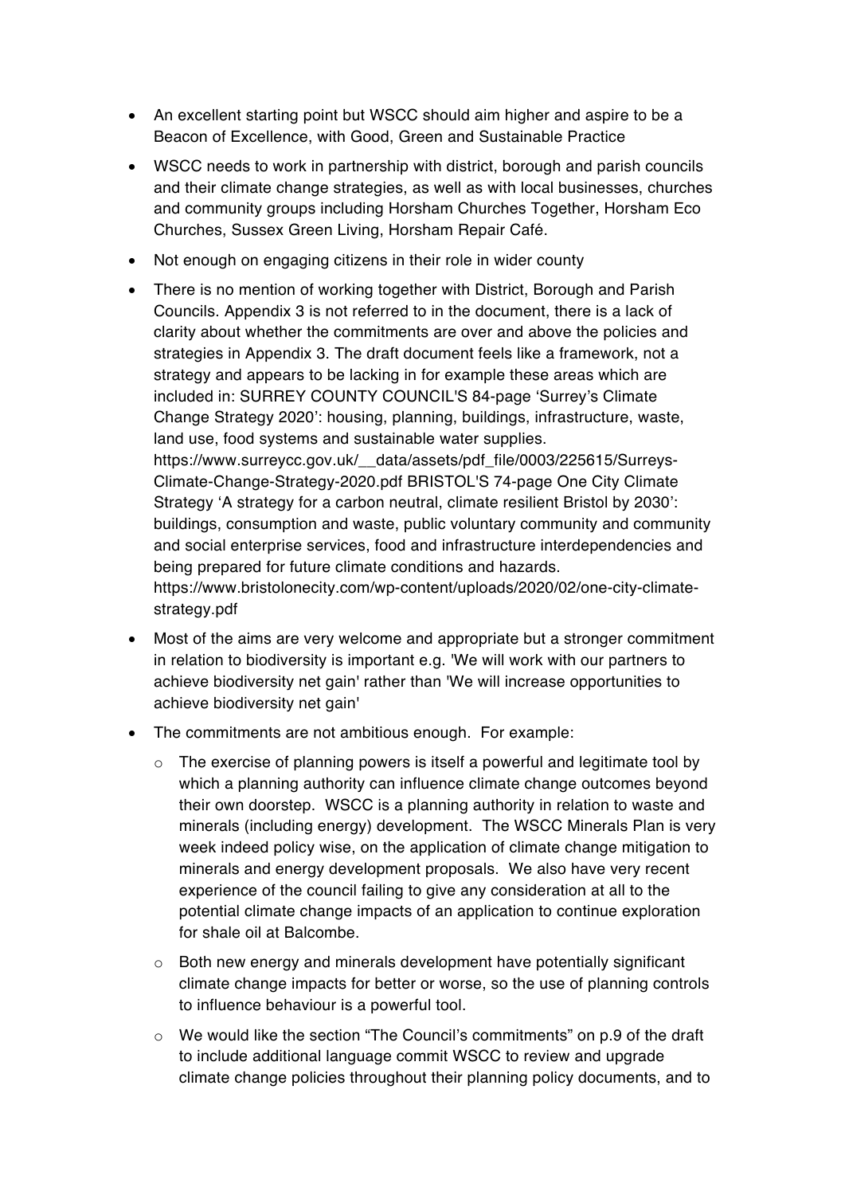- An excellent starting point but WSCC should aim higher and aspire to be a Beacon of Excellence, with Good, Green and Sustainable Practice
- WSCC needs to work in partnership with district, borough and parish councils and their climate change strategies, as well as with local businesses, churches and community groups including Horsham Churches Together, Horsham Eco Churches, Sussex Green Living, Horsham Repair Café.
- Not enough on engaging citizens in their role in wider county
- There is no mention of working together with District, Borough and Parish Councils. Appendix 3 is not referred to in the document, there is a lack of clarity about whether the commitments are over and above the policies and strategies in Appendix 3. The draft document feels like a framework, not a strategy and appears to be lacking in for example these areas which are included in: SURREY COUNTY COUNCIL'S 84-page 'Surrey's Climate Change Strategy 2020': housing, planning, buildings, infrastructure, waste, land use, food systems and sustainable water supplies. https://www.surreycc.gov.uk/__data/assets/pdf_file/0003/225615/Surreys-Climate-Change-Strategy-2020.pdf BRISTOL'S 74-page One City Climate Strategy 'A strategy for a carbon neutral, climate resilient Bristol by 2030': buildings, consumption and waste, public voluntary community and community and social enterprise services, food and infrastructure interdependencies and being prepared for future climate conditions and hazards. https://www.bristolonecity.com/wp-content/uploads/2020/02/one-city-climate-strategy.pdf
- Most of the aims are very welcome and appropriate but a stronger commitment in relation to biodiversity is important e.g. 'We will work with our partners to achieve biodiversity net gain' rather than 'We will increase opportunities to achieve biodiversity net gain'
- The commitments are not ambitious enough. For example:
  - The exercise of planning powers is itself a powerful and legitimate tool by which a planning authority can influence climate change outcomes beyond their own doorstep. WSCC is a planning authority in relation to waste and minerals (including energy) development. The WSCC Minerals Plan is very week indeed policy wise, on the application of climate change mitigation to minerals and energy development proposals. We also have very recent experience of the council failing to give any consideration at all to the potential climate change impacts of an application to continue exploration for shale oil at Balcombe.
  - Both new energy and minerals development have potentially significant climate change impacts for better or worse, so the use of planning controls to influence behaviour is a powerful tool.
  - We would like the section "The Council's commitments" on p.9 of the draft to include additional language commit WSCC to review and upgrade climate change policies throughout their planning policy documents, and to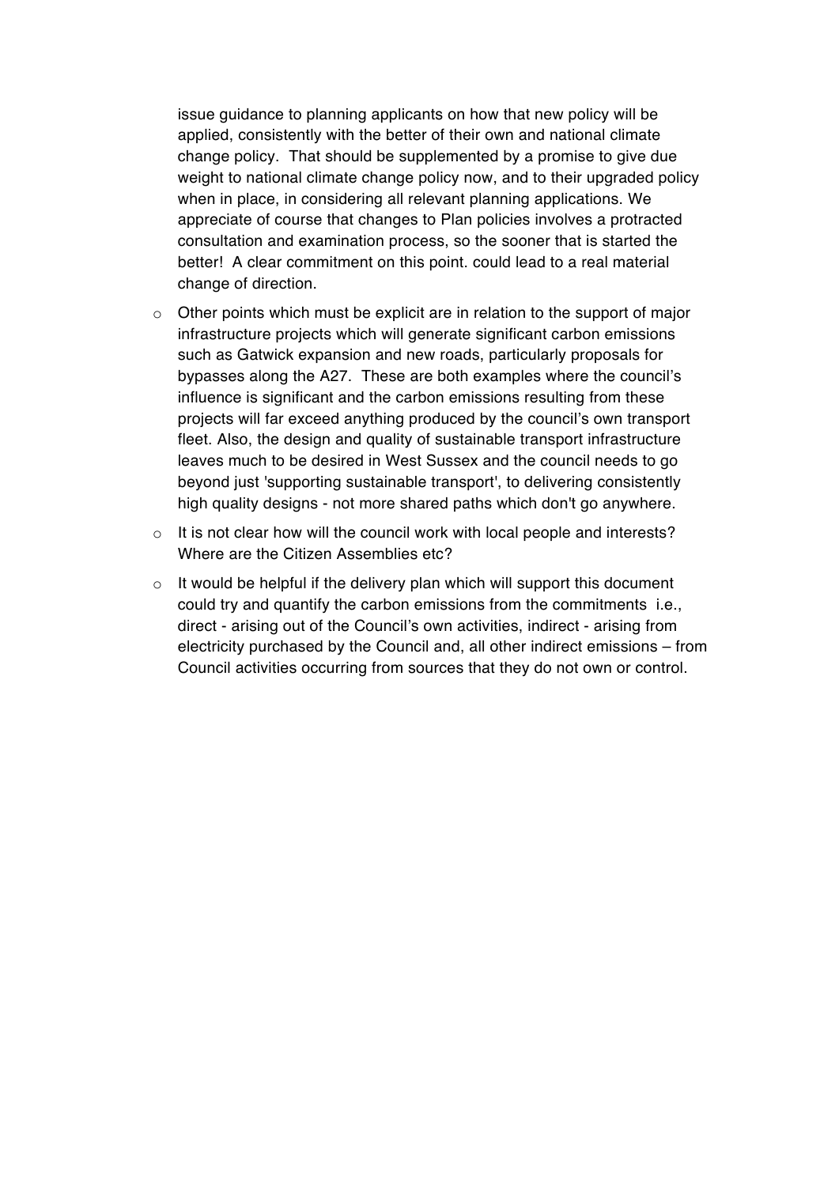issue guidance to planning applicants on how that new policy will be applied, consistently with the better of their own and national climate change policy. That should be supplemented by a promise to give due weight to national climate change policy now, and to their upgraded policy when in place, in considering all relevant planning applications. We appreciate of course that changes to Plan policies involves a protracted consultation and examination process, so the sooner that is started the better! A clear commitment on this point. could lead to a real material change of direction.

- Other points which must be explicit are in relation to the support of major infrastructure projects which will generate significant carbon emissions such as Gatwick expansion and new roads, particularly proposals for bypasses along the A27. These are both examples where the council's influence is significant and the carbon emissions resulting from these projects will far exceed anything produced by the council's own transport fleet. Also, the design and quality of sustainable transport infrastructure leaves much to be desired in West Sussex and the council needs to go beyond just 'supporting sustainable transport', to delivering consistently high quality designs - not more shared paths which don't go anywhere.
- It is not clear how will the council work with local people and interests? Where are the Citizen Assemblies etc?
- It would be helpful if the delivery plan which will support this document could try and quantify the carbon emissions from the commitments i.e., direct - arising out of the Council's own activities, indirect - arising from electricity purchased by the Council and, all other indirect emissions – from Council activities occurring from sources that they do not own or control.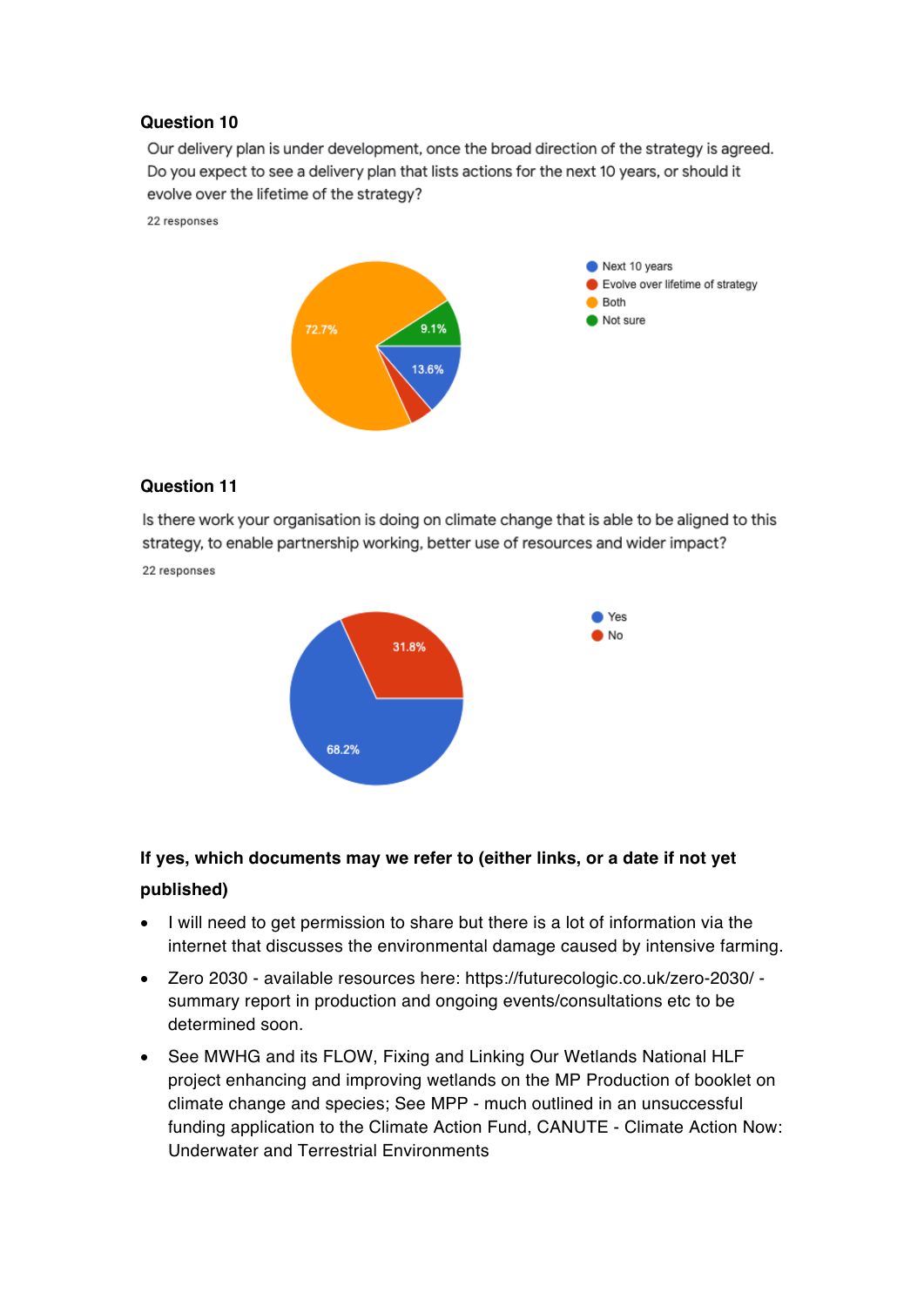**Question 10**

Our delivery plan is under development, once the broad direction of the strategy is agreed. Do you expect to see a delivery plan that lists actions for the next 10 years, or should it evolve over the lifetime of the strategy?

22 responses

- Next 10 years: 13.6%
- Evolve over lifetime of strategy
- Both: 72.7%
- Not sure: 9.1%

**Question 11**

Is there work your organisation is doing on climate change that is able to be aligned to this strategy, to enable partnership working, better use of resources and wider impact?

22 responses

- Yes: 68.2%
- No: 31.8%

**If yes, which documents may we refer to (either links, or a date if not yet published)**

- I will need to get permission to share but there is a lot of information via the internet that discusses the environmental damage caused by intensive farming.
- Zero 2030 - available resources here: https://futurecologic.co.uk/zero-2030/ - summary report in production and ongoing events/consultations etc to be determined soon.
- See MWHG and its FLOW, Fixing and Linking Our Wetlands National HLF project enhancing and improving wetlands on the MP Production of booklet on climate change and species; See MPP - much outlined in an unsuccessful funding application to the Climate Action Fund, CANUTE - Climate Action Now: Underwater and Terrestrial Environments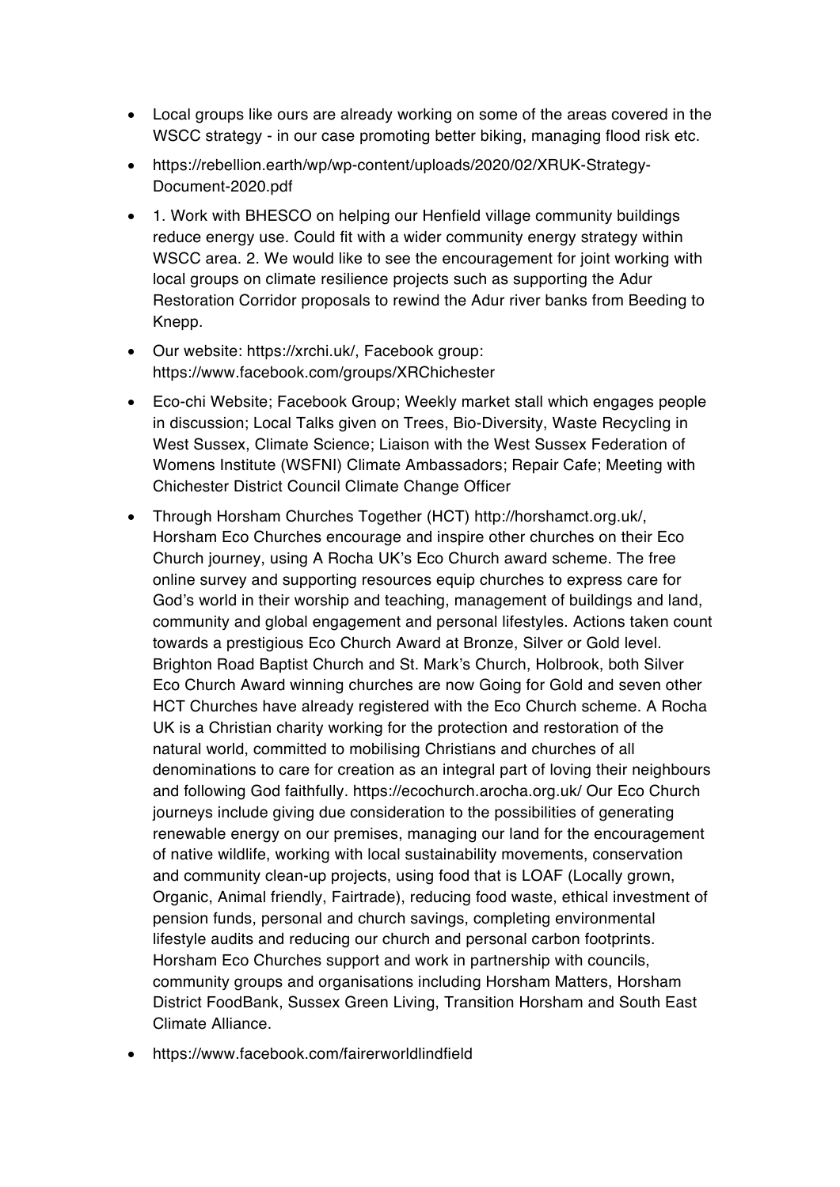- Local groups like ours are already working on some of the areas covered in the WSCC strategy - in our case promoting better biking, managing flood risk etc.
- https://rebellion.earth/wp/wp-content/uploads/2020/02/XRUK-Strategy-Document-2020.pdf
- 1. Work with BHESCO on helping our Henfield village community buildings reduce energy use. Could fit with a wider community energy strategy within WSCC area. 2. We would like to see the encouragement for joint working with local groups on climate resilience projects such as supporting the Adur Restoration Corridor proposals to rewind the Adur river banks from Beeding to Knepp.
- Our website: https://xrchi.uk/, Facebook group: https://www.facebook.com/groups/XRChichester
- Eco-chi Website; Facebook Group; Weekly market stall which engages people in discussion; Local Talks given on Trees, Bio-Diversity, Waste Recycling in West Sussex, Climate Science; Liaison with the West Sussex Federation of Womens Institute (WSFNI) Climate Ambassadors; Repair Cafe; Meeting with Chichester District Council Climate Change Officer
- Through Horsham Churches Together (HCT) http://horshamct.org.uk/, Horsham Eco Churches encourage and inspire other churches on their Eco Church journey, using A Rocha UK's Eco Church award scheme. The free online survey and supporting resources equip churches to express care for God's world in their worship and teaching, management of buildings and land, community and global engagement and personal lifestyles. Actions taken count towards a prestigious Eco Church Award at Bronze, Silver or Gold level. Brighton Road Baptist Church and St. Mark's Church, Holbrook, both Silver Eco Church Award winning churches are now Going for Gold and seven other HCT Churches have already registered with the Eco Church scheme. A Rocha UK is a Christian charity working for the protection and restoration of the natural world, committed to mobilising Christians and churches of all denominations to care for creation as an integral part of loving their neighbours and following God faithfully. https://ecochurch.arocha.org.uk/ Our Eco Church journeys include giving due consideration to the possibilities of generating renewable energy on our premises, managing our land for the encouragement of native wildlife, working with local sustainability movements, conservation and community clean-up projects, using food that is LOAF (Locally grown, Organic, Animal friendly, Fairtrade), reducing food waste, ethical investment of pension funds, personal and church savings, completing environmental lifestyle audits and reducing our church and personal carbon footprints. Horsham Eco Churches support and work in partnership with councils, community groups and organisations including Horsham Matters, Horsham District FoodBank, Sussex Green Living, Transition Horsham and South East Climate Alliance.
- https://www.facebook.com/fairerworldlindfield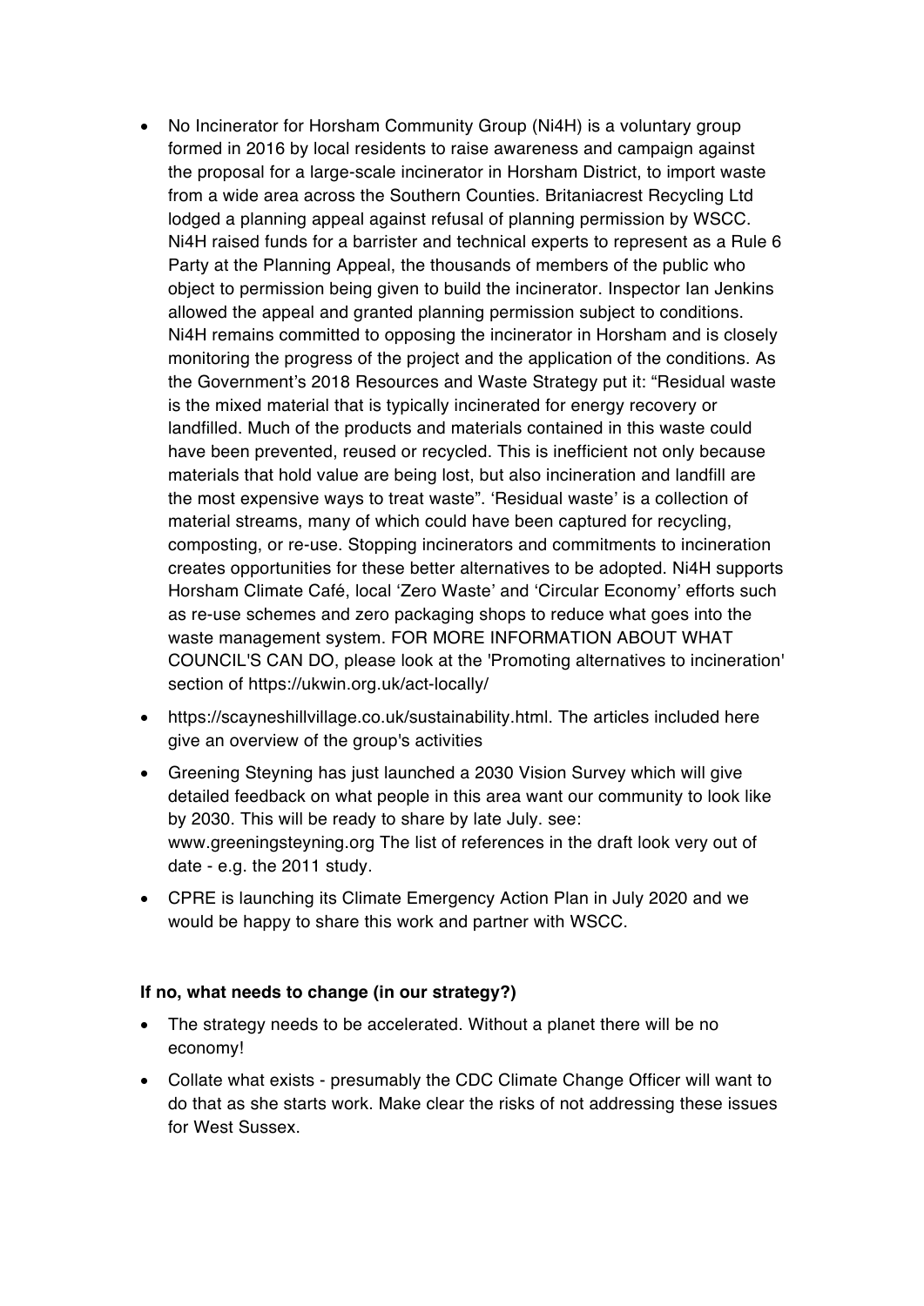- No Incinerator for Horsham Community Group (Ni4H) is a voluntary group formed in 2016 by local residents to raise awareness and campaign against the proposal for a large-scale incinerator in Horsham District, to import waste from a wide area across the Southern Counties. Britaniacrest Recycling Ltd lodged a planning appeal against refusal of planning permission by WSCC. Ni4H raised funds for a barrister and technical experts to represent as a Rule 6 Party at the Planning Appeal, the thousands of members of the public who object to permission being given to build the incinerator. Inspector Ian Jenkins allowed the appeal and granted planning permission subject to conditions. Ni4H remains committed to opposing the incinerator in Horsham and is closely monitoring the progress of the project and the application of the conditions. As the Government's 2018 Resources and Waste Strategy put it: "Residual waste is the mixed material that is typically incinerated for energy recovery or landfilled. Much of the products and materials contained in this waste could have been prevented, reused or recycled. This is inefficient not only because materials that hold value are being lost, but also incineration and landfill are the most expensive ways to treat waste". 'Residual waste' is a collection of material streams, many of which could have been captured for recycling, composting, or re-use. Stopping incinerators and commitments to incineration creates opportunities for these better alternatives to be adopted. Ni4H supports Horsham Climate Café, local 'Zero Waste' and 'Circular Economy' efforts such as re-use schemes and zero packaging shops to reduce what goes into the waste management system. FOR MORE INFORMATION ABOUT WHAT COUNCIL'S CAN DO, please look at the 'Promoting alternatives to incineration' section of https://ukwin.org.uk/act-locally/
- https://scayneshillvillage.co.uk/sustainability.html. The articles included here give an overview of the group's activities
- Greening Steyning has just launched a 2030 Vision Survey which will give detailed feedback on what people in this area want our community to look like by 2030. This will be ready to share by late July. see: www.greeningsteyning.org The list of references in the draft look very out of date - e.g. the 2011 study.
- CPRE is launching its Climate Emergency Action Plan in July 2020 and we would be happy to share this work and partner with WSCC.

**If no, what needs to change (in our strategy?)**

- The strategy needs to be accelerated. Without a planet there will be no economy!
- Collate what exists - presumably the CDC Climate Change Officer will want to do that as she starts work. Make clear the risks of not addressing these issues for West Sussex.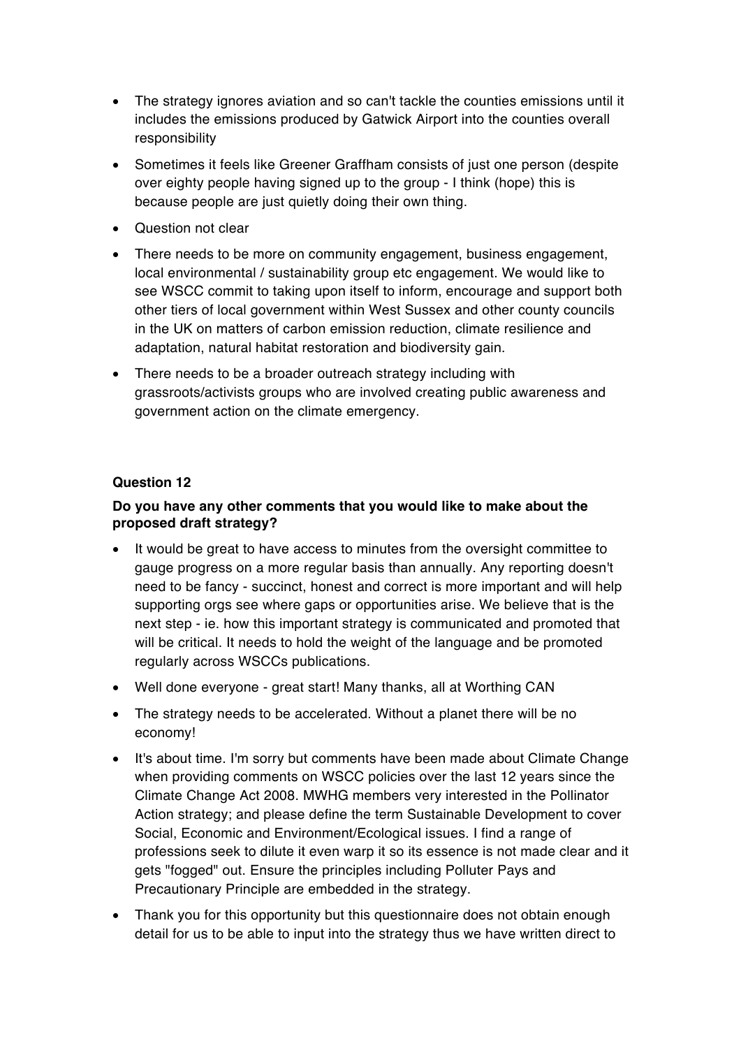- The strategy ignores aviation and so can't tackle the counties emissions until it includes the emissions produced by Gatwick Airport into the counties overall responsibility
- Sometimes it feels like Greener Graffham consists of just one person (despite over eighty people having signed up to the group - I think (hope) this is because people are just quietly doing their own thing.
- Question not clear
- There needs to be more on community engagement, business engagement, local environmental / sustainability group etc engagement. We would like to see WSCC commit to taking upon itself to inform, encourage and support both other tiers of local government within West Sussex and other county councils in the UK on matters of carbon emission reduction, climate resilience and adaptation, natural habitat restoration and biodiversity gain.
- There needs to be a broader outreach strategy including with grassroots/activists groups who are involved creating public awareness and government action on the climate emergency.

**Question 12**

**Do you have any other comments that you would like to make about the proposed draft strategy?**

- It would be great to have access to minutes from the oversight committee to gauge progress on a more regular basis than annually. Any reporting doesn't need to be fancy - succinct, honest and correct is more important and will help supporting orgs see where gaps or opportunities arise. We believe that is the next step - ie. how this important strategy is communicated and promoted that will be critical. It needs to hold the weight of the language and be promoted regularly across WSCCs publications.
- Well done everyone - great start! Many thanks, all at Worthing CAN
- The strategy needs to be accelerated. Without a planet there will be no economy!
- It's about time. I'm sorry but comments have been made about Climate Change when providing comments on WSCC policies over the last 12 years since the Climate Change Act 2008. MWHG members very interested in the Pollinator Action strategy; and please define the term Sustainable Development to cover Social, Economic and Environment/Ecological issues. I find a range of professions seek to dilute it even warp it so its essence is not made clear and it gets "fogged" out. Ensure the principles including Polluter Pays and Precautionary Principle are embedded in the strategy.
- Thank you for this opportunity but this questionnaire does not obtain enough detail for us to be able to input into the strategy thus we have written direct to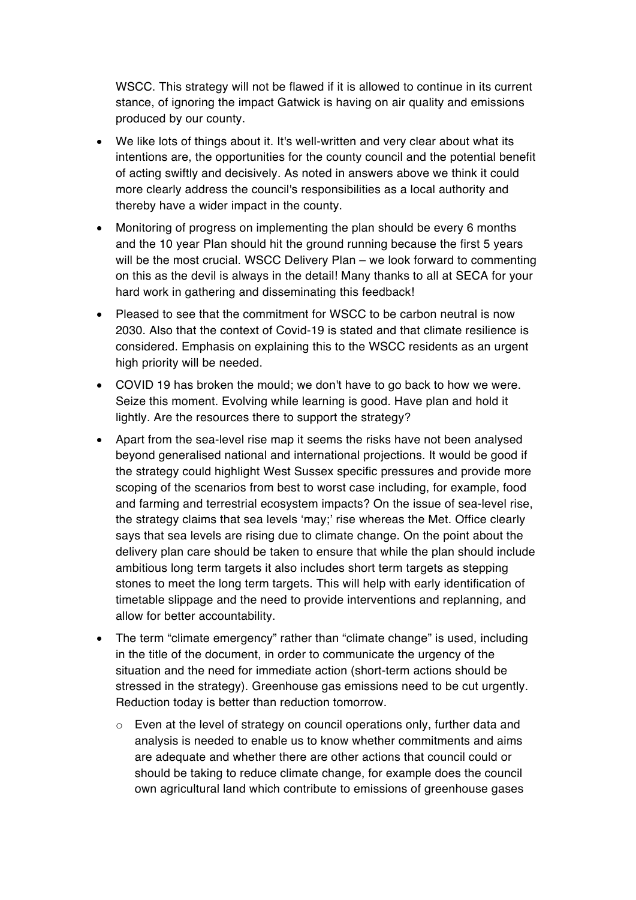WSCC. This strategy will not be flawed if it is allowed to continue in its current stance, of ignoring the impact Gatwick is having on air quality and emissions produced by our county.

- We like lots of things about it. It's well-written and very clear about what its intentions are, the opportunities for the county council and the potential benefit of acting swiftly and decisively. As noted in answers above we think it could more clearly address the council's responsibilities as a local authority and thereby have a wider impact in the county.
- Monitoring of progress on implementing the plan should be every 6 months and the 10 year Plan should hit the ground running because the first 5 years will be the most crucial. WSCC Delivery Plan – we look forward to commenting on this as the devil is always in the detail! Many thanks to all at SECA for your hard work in gathering and disseminating this feedback!
- Pleased to see that the commitment for WSCC to be carbon neutral is now 2030. Also that the context of Covid-19 is stated and that climate resilience is considered. Emphasis on explaining this to the WSCC residents as an urgent high priority will be needed.
- COVID 19 has broken the mould; we don't have to go back to how we were. Seize this moment. Evolving while learning is good. Have plan and hold it lightly. Are the resources there to support the strategy?
- Apart from the sea-level rise map it seems the risks have not been analysed beyond generalised national and international projections. It would be good if the strategy could highlight West Sussex specific pressures and provide more scoping of the scenarios from best to worst case including, for example, food and farming and terrestrial ecosystem impacts? On the issue of sea-level rise, the strategy claims that sea levels 'may;' rise whereas the Met. Office clearly says that sea levels are rising due to climate change. On the point about the delivery plan care should be taken to ensure that while the plan should include ambitious long term targets it also includes short term targets as stepping stones to meet the long term targets. This will help with early identification of timetable slippage and the need to provide interventions and replanning, and allow for better accountability.
- The term "climate emergency" rather than "climate change" is used, including in the title of the document, in order to communicate the urgency of the situation and the need for immediate action (short-term actions should be stressed in the strategy). Greenhouse gas emissions need to be cut urgently. Reduction today is better than reduction tomorrow.
  - Even at the level of strategy on council operations only, further data and analysis is needed to enable us to know whether commitments and aims are adequate and whether there are other actions that council could or should be taking to reduce climate change, for example does the council own agricultural land which contribute to emissions of greenhouse gases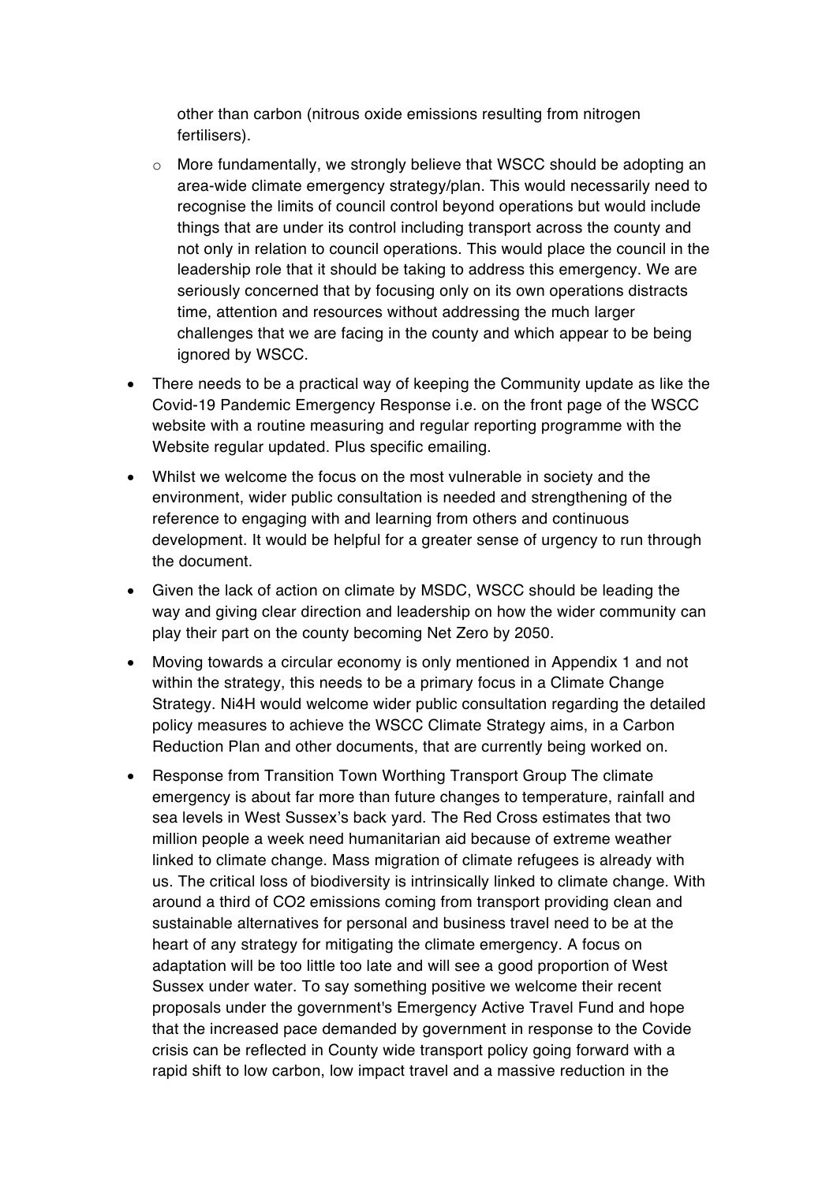other than carbon (nitrous oxide emissions resulting from nitrogen fertilisers).

  - More fundamentally, we strongly believe that WSCC should be adopting an area-wide climate emergency strategy/plan. This would necessarily need to recognise the limits of council control beyond operations but would include things that are under its control including transport across the county and not only in relation to council operations. This would place the council in the leadership role that it should be taking to address this emergency. We are seriously concerned that by focusing only on its own operations distracts time, attention and resources without addressing the much larger challenges that we are facing in the county and which appear to be being ignored by WSCC.

- There needs to be a practical way of keeping the Community update as like the Covid-19 Pandemic Emergency Response i.e. on the front page of the WSCC website with a routine measuring and regular reporting programme with the Website regular updated. Plus specific emailing.

- Whilst we welcome the focus on the most vulnerable in society and the environment, wider public consultation is needed and strengthening of the reference to engaging with and learning from others and continuous development. It would be helpful for a greater sense of urgency to run through the document.

- Given the lack of action on climate by MSDC, WSCC should be leading the way and giving clear direction and leadership on how the wider community can play their part on the county becoming Net Zero by 2050.

- Moving towards a circular economy is only mentioned in Appendix 1 and not within the strategy, this needs to be a primary focus in a Climate Change Strategy. Ni4H would welcome wider public consultation regarding the detailed policy measures to achieve the WSCC Climate Strategy aims, in a Carbon Reduction Plan and other documents, that are currently being worked on.

- Response from Transition Town Worthing Transport Group The climate emergency is about far more than future changes to temperature, rainfall and sea levels in West Sussex's back yard. The Red Cross estimates that two million people a week need humanitarian aid because of extreme weather linked to climate change. Mass migration of climate refugees is already with us. The critical loss of biodiversity is intrinsically linked to climate change. With around a third of $CO_2$ emissions coming from transport providing clean and sustainable alternatives for personal and business travel need to be at the heart of any strategy for mitigating the climate emergency. A focus on adaptation will be too little too late and will see a good proportion of West Sussex under water. To say something positive we welcome their recent proposals under the government's Emergency Active Travel Fund and hope that the increased pace demanded by government in response to the Covide crisis can be reflected in County wide transport policy going forward with a rapid shift to low carbon, low impact travel and a massive reduction in the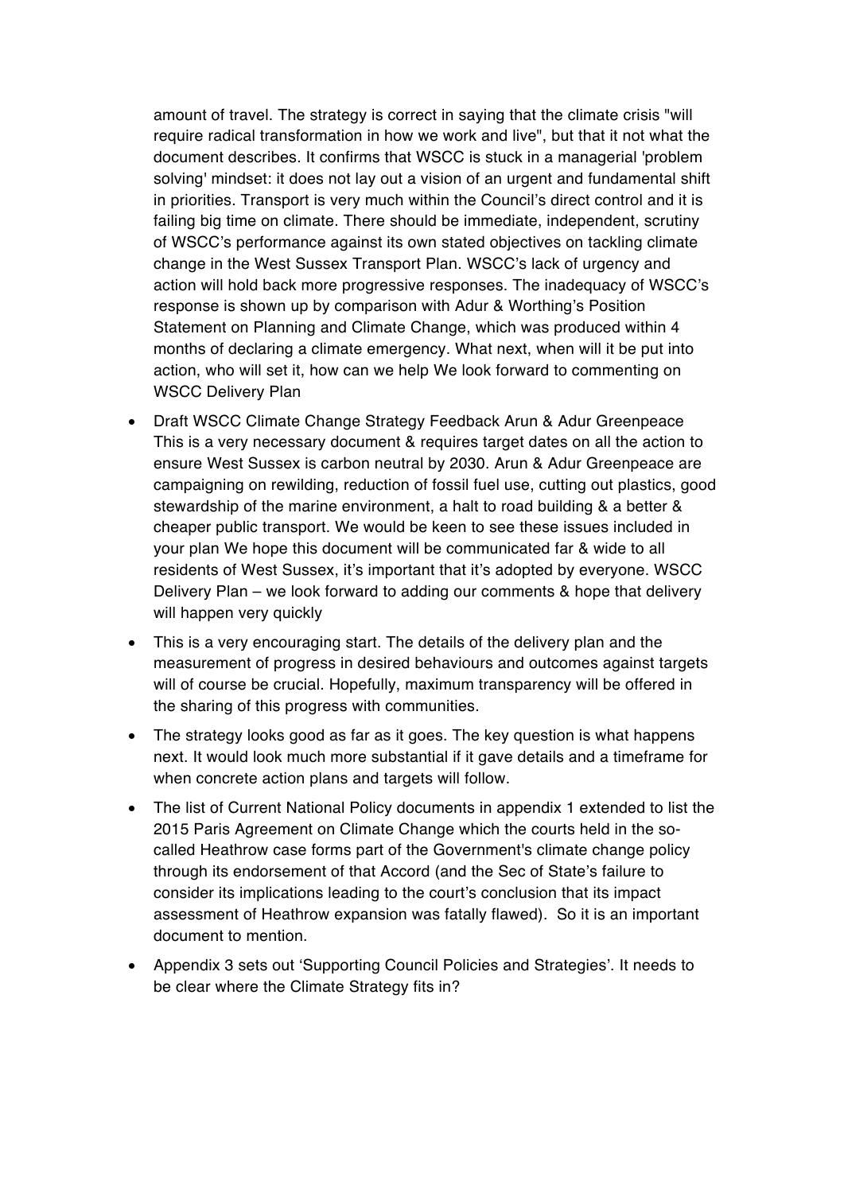amount of travel. The strategy is correct in saying that the climate crisis "will require radical transformation in how we work and live", but that it not what the document describes. It confirms that WSCC is stuck in a managerial 'problem solving' mindset: it does not lay out a vision of an urgent and fundamental shift in priorities. Transport is very much within the Council's direct control and it is failing big time on climate. There should be immediate, independent, scrutiny of WSCC's performance against its own stated objectives on tackling climate change in the West Sussex Transport Plan. WSCC's lack of urgency and action will hold back more progressive responses. The inadequacy of WSCC's response is shown up by comparison with Adur & Worthing's Position Statement on Planning and Climate Change, which was produced within 4 months of declaring a climate emergency. What next, when will it be put into action, who will set it, how can we help We look forward to commenting on WSCC Delivery Plan

- Draft WSCC Climate Change Strategy Feedback Arun & Adur Greenpeace This is a very necessary document & requires target dates on all the action to ensure West Sussex is carbon neutral by 2030. Arun & Adur Greenpeace are campaigning on rewilding, reduction of fossil fuel use, cutting out plastics, good stewardship of the marine environment, a halt to road building & a better & cheaper public transport. We would be keen to see these issues included in your plan We hope this document will be communicated far & wide to all residents of West Sussex, it's important that it's adopted by everyone. WSCC Delivery Plan – we look forward to adding our comments & hope that delivery will happen very quickly
- This is a very encouraging start. The details of the delivery plan and the measurement of progress in desired behaviours and outcomes against targets will of course be crucial. Hopefully, maximum transparency will be offered in the sharing of this progress with communities.
- The strategy looks good as far as it goes. The key question is what happens next. It would look much more substantial if it gave details and a timeframe for when concrete action plans and targets will follow.
- The list of Current National Policy documents in appendix 1 extended to list the 2015 Paris Agreement on Climate Change which the courts held in the so-called Heathrow case forms part of the Government's climate change policy through its endorsement of that Accord (and the Sec of State's failure to consider its implications leading to the court's conclusion that its impact assessment of Heathrow expansion was fatally flawed). So it is an important document to mention.
- Appendix 3 sets out 'Supporting Council Policies and Strategies'. It needs to be clear where the Climate Strategy fits in?